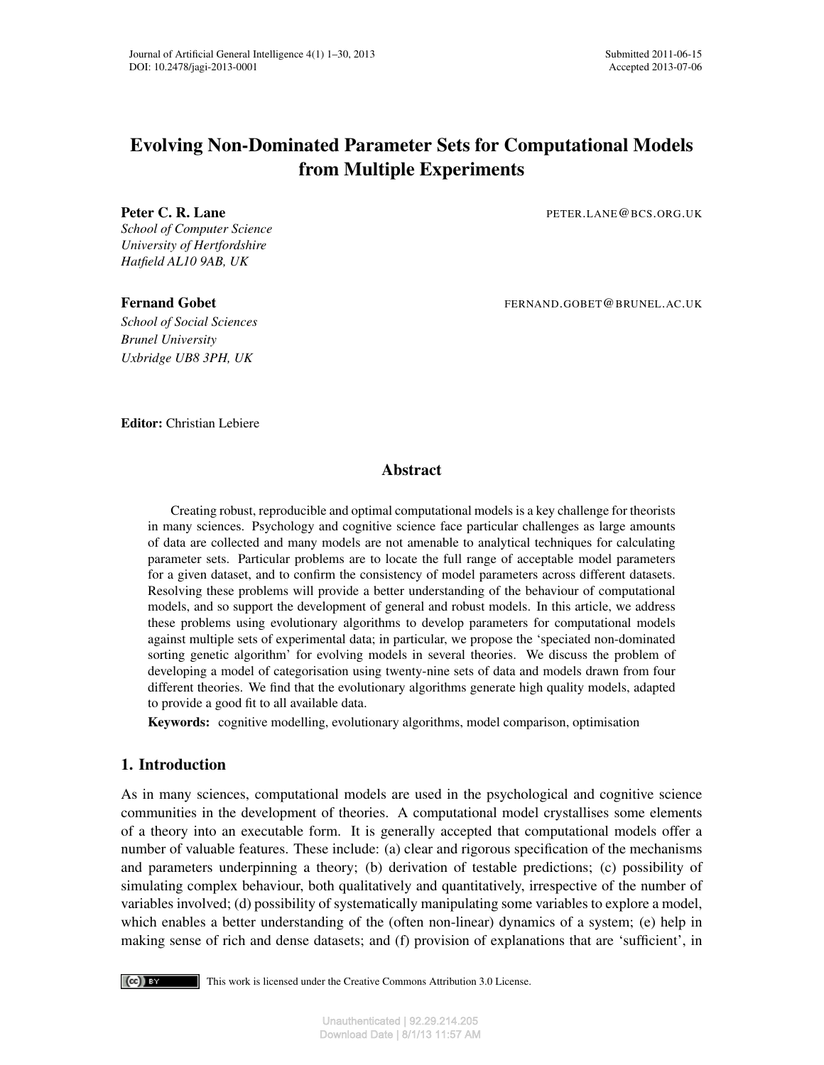# Evolving Non-Dominated Parameter Sets for Computational Models from Multiple Experiments

**Peter C. R. Lane** PETER.LANE@BCS.ORG.UK
*School of Computer Science*
*University of Hertfordshire*
*Hatfield AL10 9AB, UK*

**Fernand Gobet** FERNAND.GOBET@BRUNEL.AC.UK
*School of Social Sciences*
*Brunel University*
*Uxbridge UB8 3PH, UK*

**Editor:** Christian Lebiere

## Abstract

Creating robust, reproducible and optimal computational models is a key challenge for theorists in many sciences. Psychology and cognitive science face particular challenges as large amounts of data are collected and many models are not amenable to analytical techniques for calculating parameter sets. Particular problems are to locate the full range of acceptable model parameters for a given dataset, and to confirm the consistency of model parameters across different datasets. Resolving these problems will provide a better understanding of the behaviour of computational models, and so support the development of general and robust models. In this article, we address these problems using evolutionary algorithms to develop parameters for computational models against multiple sets of experimental data; in particular, we propose the 'speciated non-dominated sorting genetic algorithm' for evolving models in several theories. We discuss the problem of developing a model of categorisation using twenty-nine sets of data and models drawn from four different theories. We find that the evolutionary algorithms generate high quality models, adapted to provide a good fit to all available data.

**Keywords:** cognitive modelling, evolutionary algorithms, model comparison, optimisation

## 1. Introduction

As in many sciences, computational models are used in the psychological and cognitive science communities in the development of theories. A computational model crystallises some elements of a theory into an executable form. It is generally accepted that computational models offer a number of valuable features. These include: (a) clear and rigorous specification of the mechanisms and parameters underpinning a theory; (b) derivation of testable predictions; (c) possibility of simulating complex behaviour, both qualitatively and quantitatively, irrespective of the number of variables involved; (d) possibility of systematically manipulating some variables to explore a model, which enables a better understanding of the (often non-linear) dynamics of a system; (e) help in making sense of rich and dense datasets; and (f) provision of explanations that are 'sufficient', in

This work is licensed under the Creative Commons Attribution 3.0 License.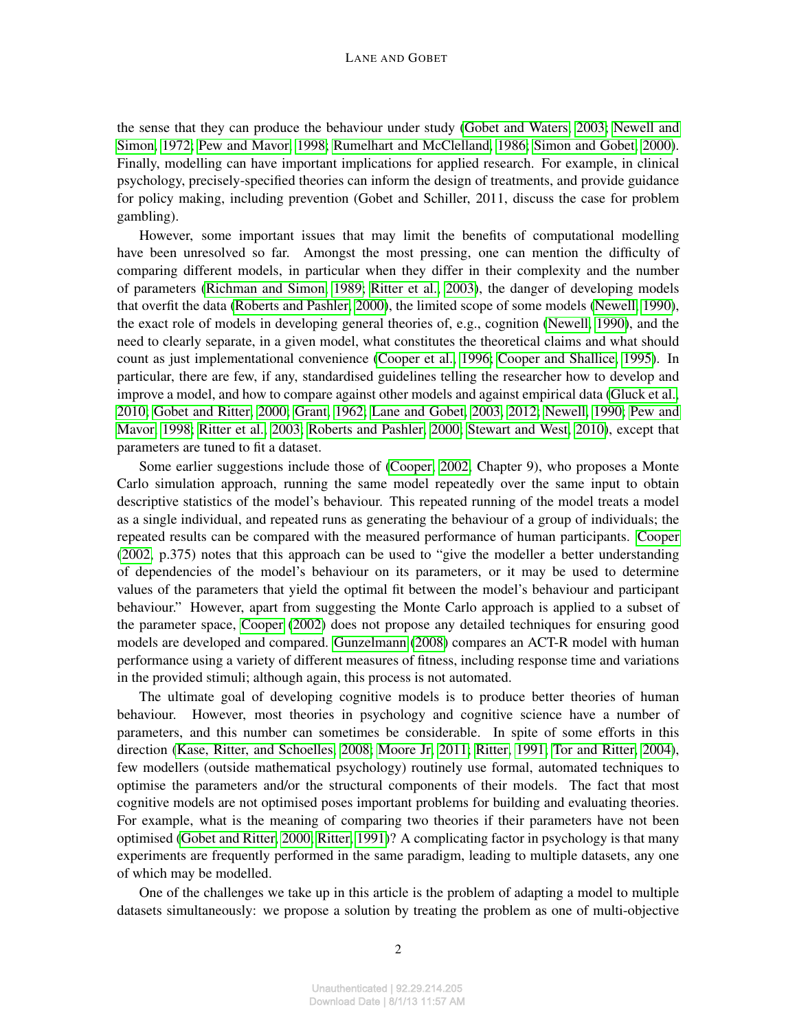the sense that they can produce the behaviour under study (Gobet and Waters, 2003; Newell and Simon, 1972; Pew and Mavor, 1998; Rumelhart and McClelland, 1986; Simon and Gobet, 2000). Finally, modelling can have important implications for applied research. For example, in clinical psychology, precisely-specified theories can inform the design of treatments, and provide guidance for policy making, including prevention (Gobet and Schiller, 2011, discuss the case for problem gambling).

However, some important issues that may limit the benefits of computational modelling have been unresolved so far. Amongst the most pressing, one can mention the difficulty of comparing different models, in particular when they differ in their complexity and the number of parameters (Richman and Simon, 1989; Ritter et al., 2003), the danger of developing models that overfit the data (Roberts and Pashler, 2000), the limited scope of some models (Newell, 1990), the exact role of models in developing general theories of, e.g., cognition (Newell, 1990), and the need to clearly separate, in a given model, what constitutes the theoretical claims and what should count as just implementational convenience (Cooper et al., 1996; Cooper and Shallice, 1995). In particular, there are few, if any, standardised guidelines telling the researcher how to develop and improve a model, and how to compare against other models and against empirical data (Gluck et al., 2010; Gobet and Ritter, 2000; Grant, 1962; Lane and Gobet, 2003, 2012; Newell, 1990; Pew and Mavor, 1998; Ritter et al., 2003; Roberts and Pashler, 2000; Stewart and West, 2010), except that parameters are tuned to fit a dataset.

Some earlier suggestions include those of (Cooper, 2002, Chapter 9), who proposes a Monte Carlo simulation approach, running the same model repeatedly over the same input to obtain descriptive statistics of the model's behaviour. This repeated running of the model treats a model as a single individual, and repeated runs as generating the behaviour of a group of individuals; the repeated results can be compared with the measured performance of human participants. Cooper (2002, p.375) notes that this approach can be used to "give the modeller a better understanding of dependencies of the model's behaviour on its parameters, or it may be used to determine values of the parameters that yield the optimal fit between the model's behaviour and participant behaviour." However, apart from suggesting the Monte Carlo approach is applied to a subset of the parameter space, Cooper (2002) does not propose any detailed techniques for ensuring good models are developed and compared. Gunzelmann (2008) compares an ACT-R model with human performance using a variety of different measures of fitness, including response time and variations in the provided stimuli; although again, this process is not automated.

The ultimate goal of developing cognitive models is to produce better theories of human behaviour. However, most theories in psychology and cognitive science have a number of parameters, and this number can sometimes be considerable. In spite of some efforts in this direction (Kase, Ritter, and Schoelles, 2008; Moore Jr, 2011; Ritter, 1991; Tor and Ritter, 2004), few modellers (outside mathematical psychology) routinely use formal, automated techniques to optimise the parameters and/or the structural components of their models. The fact that most cognitive models are not optimised poses important problems for building and evaluating theories. For example, what is the meaning of comparing two theories if their parameters have not been optimised (Gobet and Ritter, 2000; Ritter, 1991)? A complicating factor in psychology is that many experiments are frequently performed in the same paradigm, leading to multiple datasets, any one of which may be modelled.

One of the challenges we take up in this article is the problem of adapting a model to multiple datasets simultaneously: we propose a solution by treating the problem as one of multi-objective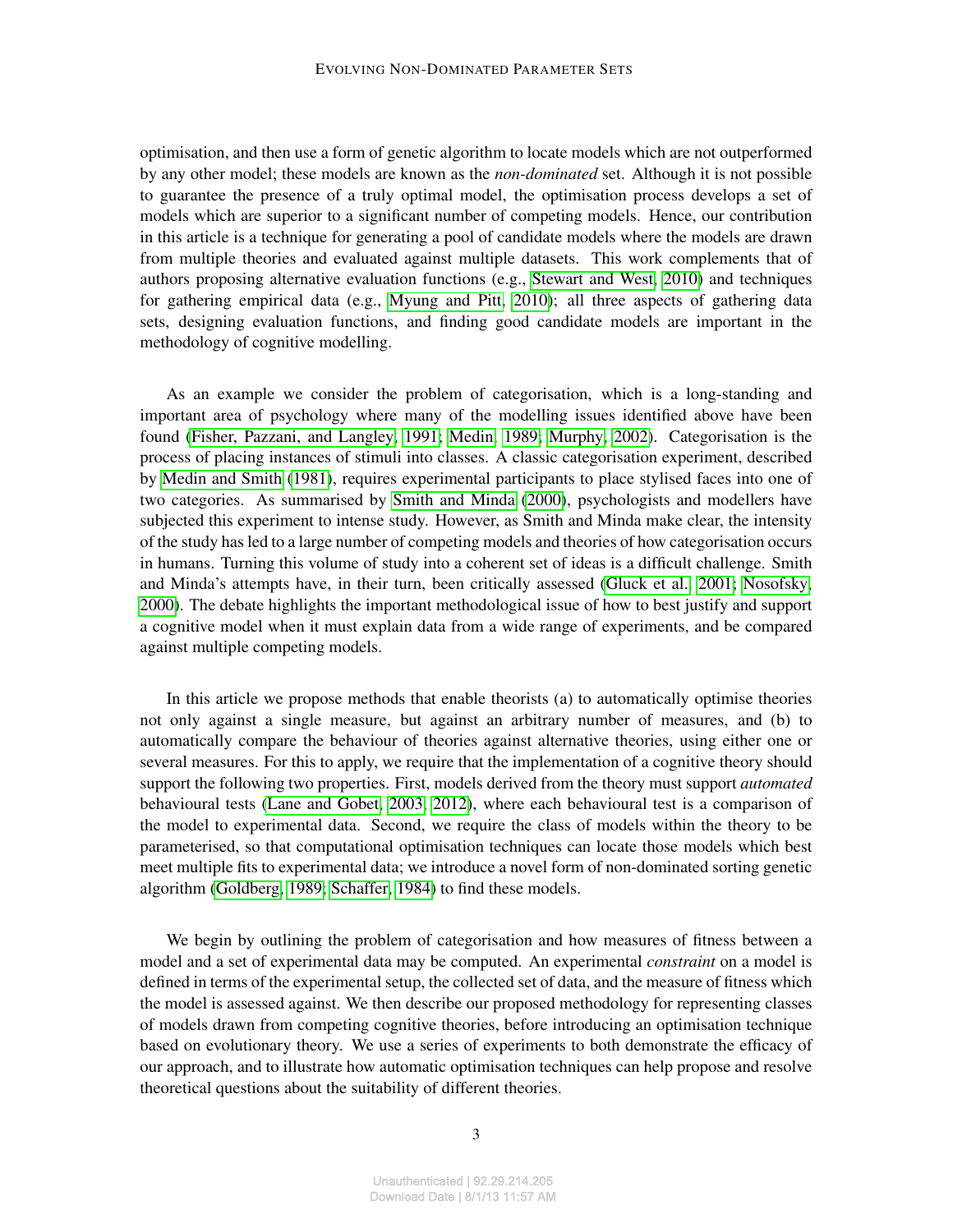optimisation, and then use a form of genetic algorithm to locate models which are not outperformed by any other model; these models are known as the *non-dominated* set. Although it is not possible to guarantee the presence of a truly optimal model, the optimisation process develops a set of models which are superior to a significant number of competing models. Hence, our contribution in this article is a technique for generating a pool of candidate models where the models are drawn from multiple theories and evaluated against multiple datasets. This work complements that of authors proposing alternative evaluation functions (e.g., Stewart and West, 2010) and techniques for gathering empirical data (e.g., Myung and Pitt, 2010); all three aspects of gathering data sets, designing evaluation functions, and finding good candidate models are important in the methodology of cognitive modelling.

As an example we consider the problem of categorisation, which is a long-standing and important area of psychology where many of the modelling issues identified above have been found (Fisher, Pazzani, and Langley, 1991; Medin, 1989; Murphy, 2002). Categorisation is the process of placing instances of stimuli into classes. A classic categorisation experiment, described by Medin and Smith (1981), requires experimental participants to place stylised faces into one of two categories. As summarised by Smith and Minda (2000), psychologists and modellers have subjected this experiment to intense study. However, as Smith and Minda make clear, the intensity of the study has led to a large number of competing models and theories of how categorisation occurs in humans. Turning this volume of study into a coherent set of ideas is a difficult challenge. Smith and Minda's attempts have, in their turn, been critically assessed (Gluck et al., 2001; Nosofsky, 2000). The debate highlights the important methodological issue of how to best justify and support a cognitive model when it must explain data from a wide range of experiments, and be compared against multiple competing models.

In this article we propose methods that enable theorists (a) to automatically optimise theories not only against a single measure, but against an arbitrary number of measures, and (b) to automatically compare the behaviour of theories against alternative theories, using either one or several measures. For this to apply, we require that the implementation of a cognitive theory should support the following two properties. First, models derived from the theory must support *automated* behavioural tests (Lane and Gobet, 2003, 2012), where each behavioural test is a comparison of the model to experimental data. Second, we require the class of models within the theory to be parameterised, so that computational optimisation techniques can locate those models which best meet multiple fits to experimental data; we introduce a novel form of non-dominated sorting genetic algorithm (Goldberg, 1989; Schaffer, 1984) to find these models.

We begin by outlining the problem of categorisation and how measures of fitness between a model and a set of experimental data may be computed. An experimental *constraint* on a model is defined in terms of the experimental setup, the collected set of data, and the measure of fitness which the model is assessed against. We then describe our proposed methodology for representing classes of models drawn from competing cognitive theories, before introducing an optimisation technique based on evolutionary theory. We use a series of experiments to both demonstrate the efficacy of our approach, and to illustrate how automatic optimisation techniques can help propose and resolve theoretical questions about the suitability of different theories.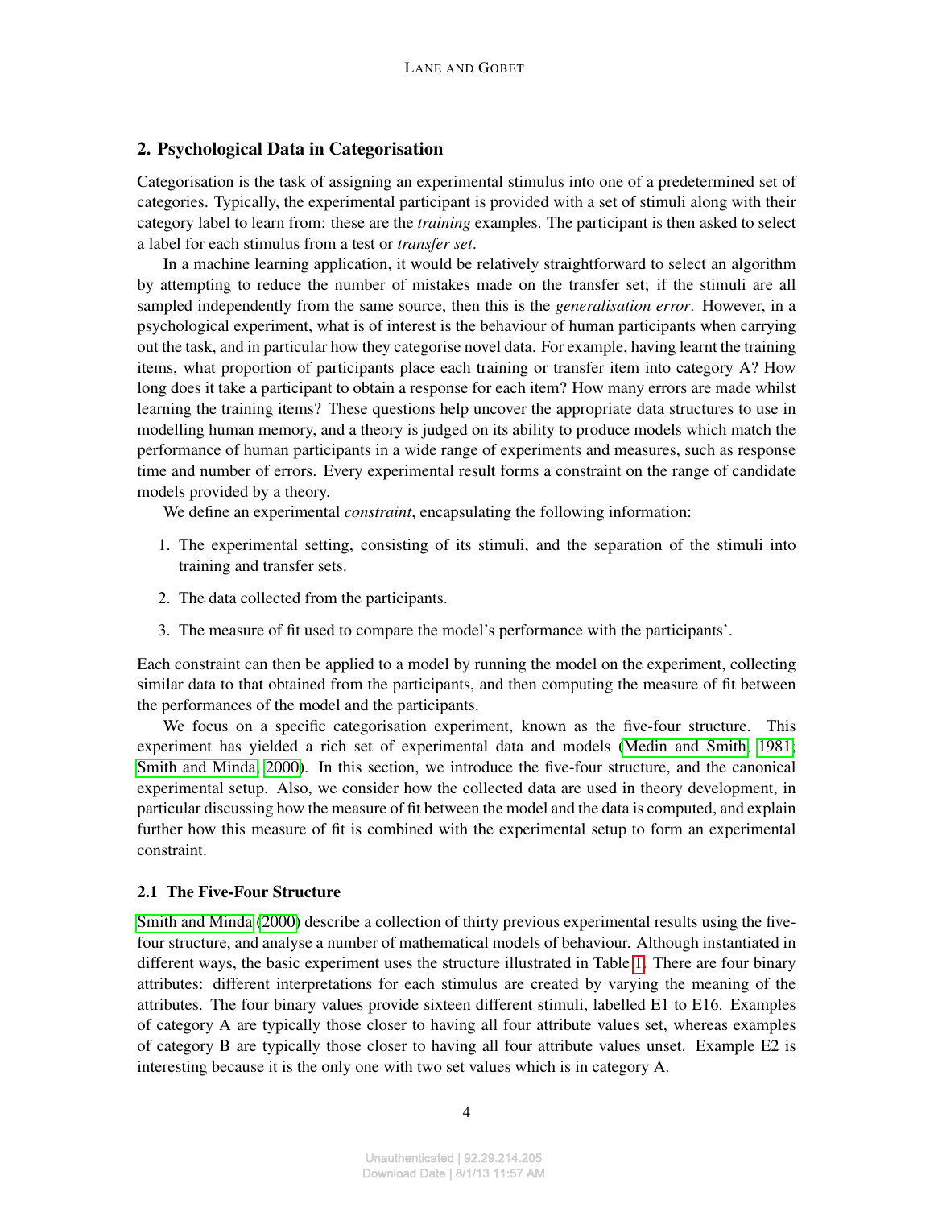## 2. Psychological Data in Categorisation

Categorisation is the task of assigning an experimental stimulus into one of a predetermined set of categories. Typically, the experimental participant is provided with a set of stimuli along with their category label to learn from: these are the *training* examples. The participant is then asked to select a label for each stimulus from a test or *transfer set*.

In a machine learning application, it would be relatively straightforward to select an algorithm by attempting to reduce the number of mistakes made on the transfer set; if the stimuli are all sampled independently from the same source, then this is the *generalisation error*. However, in a psychological experiment, what is of interest is the behaviour of human participants when carrying out the task, and in particular how they categorise novel data. For example, having learnt the training items, what proportion of participants place each training or transfer item into category A? How long does it take a participant to obtain a response for each item? How many errors are made whilst learning the training items? These questions help uncover the appropriate data structures to use in modelling human memory, and a theory is judged on its ability to produce models which match the performance of human participants in a wide range of experiments and measures, such as response time and number of errors. Every experimental result forms a constraint on the range of candidate models provided by a theory.

We define an experimental *constraint*, encapsulating the following information:

1. The experimental setting, consisting of its stimuli, and the separation of the stimuli into training and transfer sets.
2. The data collected from the participants.
3. The measure of fit used to compare the model's performance with the participants'.

Each constraint can then be applied to a model by running the model on the experiment, collecting similar data to that obtained from the participants, and then computing the measure of fit between the performances of the model and the participants.

We focus on a specific categorisation experiment, known as the five-four structure. This experiment has yielded a rich set of experimental data and models (Medin and Smith, 1981; Smith and Minda, 2000). In this section, we introduce the five-four structure, and the canonical experimental setup. Also, we consider how the collected data are used in theory development, in particular discussing how the measure of fit between the model and the data is computed, and explain further how this measure of fit is combined with the experimental setup to form an experimental constraint.

### 2.1 The Five-Four Structure

Smith and Minda (2000) describe a collection of thirty previous experimental results using the five-four structure, and analyse a number of mathematical models of behaviour. Although instantiated in different ways, the basic experiment uses the structure illustrated in Table 1. There are four binary attributes: different interpretations for each stimulus are created by varying the meaning of the attributes. The four binary values provide sixteen different stimuli, labelled E1 to E16. Examples of category A are typically those closer to having all four attribute values set, whereas examples of category B are typically those closer to having all four attribute values unset. Example E2 is interesting because it is the only one with two set values which is in category A.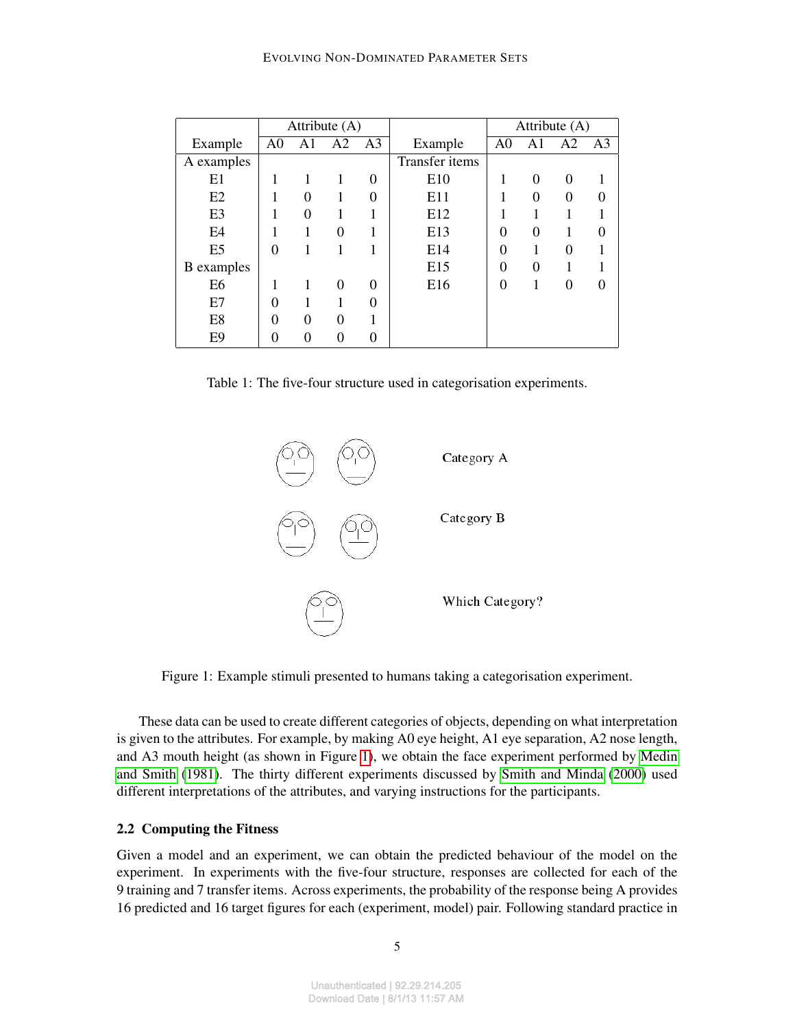| Example | Attribute (A) | | | | Example | Attribute (A) | | | |
|---|---|---|---|---|---|---|---|---|---|
| | A0 | A1 | A2 | A3 | | A0 | A1 | A2 | A3 |
| A examples | | | | | Transfer items | | | | |
| E1 | 1 | 1 | 1 | 0 | E10 | 1 | 0 | 0 | 1 |
| E2 | 1 | 0 | 1 | 0 | E11 | 1 | 0 | 0 | 0 |
| E3 | 1 | 0 | 1 | 1 | E12 | 1 | 1 | 1 | 1 |
| E4 | 1 | 1 | 0 | 1 | E13 | 0 | 0 | 1 | 0 |
| E5 | 0 | 1 | 1 | 1 | E14 | 0 | 1 | 0 | 1 |
| B examples | | | | | E15 | 0 | 0 | 1 | 1 |
| E6 | 1 | 1 | 0 | 0 | E16 | 0 | 1 | 0 | 0 |
| E7 | 0 | 1 | 1 | 0 | | | | | |
| E8 | 0 | 0 | 0 | 1 | | | | | |
| E9 | 0 | 0 | 0 | 0 | | | | | |

Table 1: The five-four structure used in categorisation experiments.

Category A

Category B

Which Category?

Figure 1: Example stimuli presented to humans taking a categorisation experiment.

These data can be used to create different categories of objects, depending on what interpretation is given to the attributes. For example, by making A0 eye height, A1 eye separation, A2 nose length, and A3 mouth height (as shown in Figure 1), we obtain the face experiment performed by Medin and Smith (1981). The thirty different experiments discussed by Smith and Minda (2000) used different interpretations of the attributes, and varying instructions for the participants.

### 2.2 Computing the Fitness

Given a model and an experiment, we can obtain the predicted behaviour of the model on the experiment. In experiments with the five-four structure, responses are collected for each of the 9 training and 7 transfer items. Across experiments, the probability of the response being A provides 16 predicted and 16 target figures for each (experiment, model) pair. Following standard practice in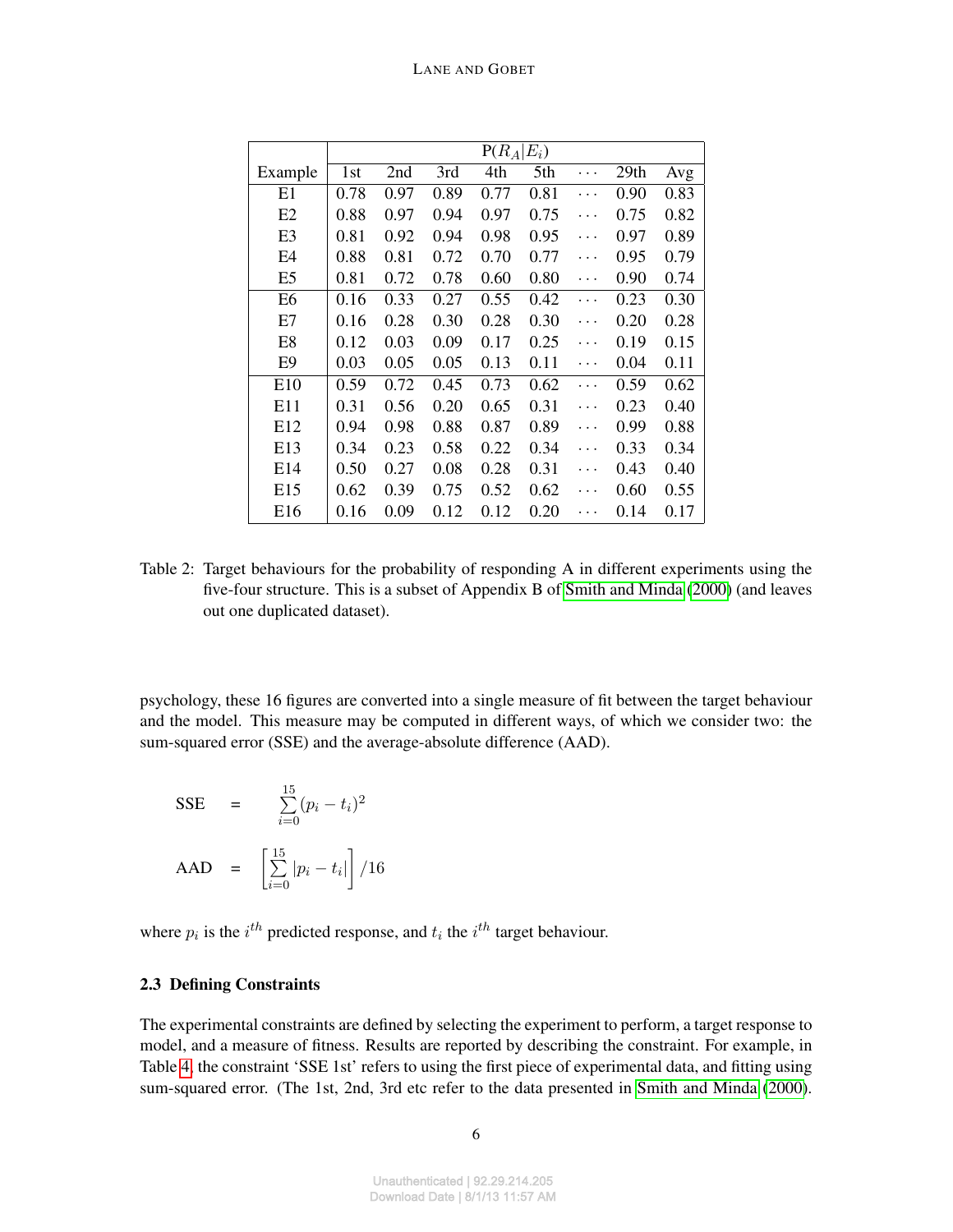| Example | P($R_A$\|$E_i$) | | | | | | | |
|---|---|---|---|---|---|---|---|---|
| | 1st | 2nd | 3rd | 4th | 5th | ··· | 29th | Avg |
| E1 | 0.78 | 0.97 | 0.89 | 0.77 | 0.81 | ··· | 0.90 | 0.83 |
| E2 | 0.88 | 0.97 | 0.94 | 0.97 | 0.75 | ··· | 0.75 | 0.82 |
| E3 | 0.81 | 0.92 | 0.94 | 0.98 | 0.95 | ··· | 0.97 | 0.89 |
| E4 | 0.88 | 0.81 | 0.72 | 0.70 | 0.77 | ··· | 0.95 | 0.79 |
| E5 | 0.81 | 0.72 | 0.78 | 0.60 | 0.80 | ··· | 0.90 | 0.74 |
| E6 | 0.16 | 0.33 | 0.27 | 0.55 | 0.42 | ··· | 0.23 | 0.30 |
| E7 | 0.16 | 0.28 | 0.30 | 0.28 | 0.30 | ··· | 0.20 | 0.28 |
| E8 | 0.12 | 0.03 | 0.09 | 0.17 | 0.25 | ··· | 0.19 | 0.15 |
| E9 | 0.03 | 0.05 | 0.05 | 0.13 | 0.11 | ··· | 0.04 | 0.11 |
| E10 | 0.59 | 0.72 | 0.45 | 0.73 | 0.62 | ··· | 0.59 | 0.62 |
| E11 | 0.31 | 0.56 | 0.20 | 0.65 | 0.31 | ··· | 0.23 | 0.40 |
| E12 | 0.94 | 0.98 | 0.88 | 0.87 | 0.89 | ··· | 0.99 | 0.88 |
| E13 | 0.34 | 0.23 | 0.58 | 0.22 | 0.34 | ··· | 0.33 | 0.34 |
| E14 | 0.50 | 0.27 | 0.08 | 0.28 | 0.31 | ··· | 0.43 | 0.40 |
| E15 | 0.62 | 0.39 | 0.75 | 0.52 | 0.62 | ··· | 0.60 | 0.55 |
| E16 | 0.16 | 0.09 | 0.12 | 0.12 | 0.20 | ··· | 0.14 | 0.17 |

Table 2: Target behaviours for the probability of responding A in different experiments using the five-four structure. This is a subset of Appendix B of Smith and Minda (2000) (and leaves out one duplicated dataset).

psychology, these 16 figures are converted into a single measure of fit between the target behaviour and the model. This measure may be computed in different ways, of which we consider two: the sum-squared error (SSE) and the average-absolute difference (AAD).

$$\text{SSE} = \sum_{i=0}^{15} (p_i - t_i)^2$$

$$\text{AAD} = \left[ \sum_{i=0}^{15} |p_i - t_i| \right] / 16$$

where $p_i$ is the $i^{th}$ predicted response, and $t_i$ the $i^{th}$ target behaviour.

### 2.3 Defining Constraints

The experimental constraints are defined by selecting the experiment to perform, a target response to model, and a measure of fitness. Results are reported by describing the constraint. For example, in Table 4, the constraint 'SSE 1st' refers to using the first piece of experimental data, and fitting using sum-squared error. (The 1st, 2nd, 3rd etc refer to the data presented in Smith and Minda (2000).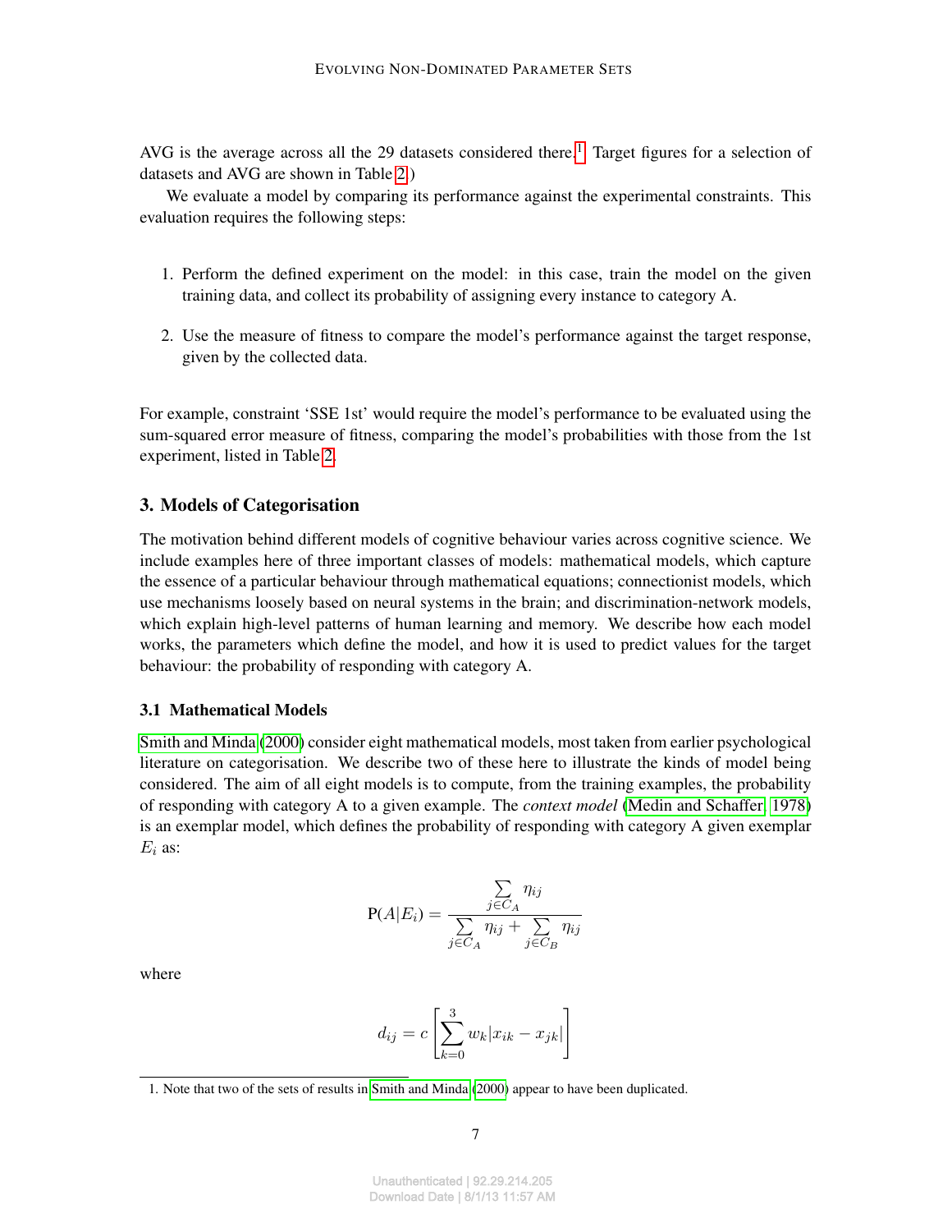AVG is the average across all the 29 datasets considered there.[1] Target figures for a selection of datasets and AVG are shown in Table 2.)

We evaluate a model by comparing its performance against the experimental constraints. This evaluation requires the following steps:

1. Perform the defined experiment on the model: in this case, train the model on the given training data, and collect its probability of assigning every instance to category A.

2. Use the measure of fitness to compare the model's performance against the target response, given by the collected data.

For example, constraint 'SSE 1st' would require the model's performance to be evaluated using the sum-squared error measure of fitness, comparing the model's probabilities with those from the 1st experiment, listed in Table 2.

## 3. Models of Categorisation

The motivation behind different models of cognitive behaviour varies across cognitive science. We include examples here of three important classes of models: mathematical models, which capture the essence of a particular behaviour through mathematical equations; connectionist models, which use mechanisms loosely based on neural systems in the brain; and discrimination-network models, which explain high-level patterns of human learning and memory. We describe how each model works, the parameters which define the model, and how it is used to predict values for the target behaviour: the probability of responding with category A.

### 3.1 Mathematical Models

Smith and Minda (2000) consider eight mathematical models, most taken from earlier psychological literature on categorisation. We describe two of these here to illustrate the kinds of model being considered. The aim of all eight models is to compute, from the training examples, the probability of responding with category A to a given example. The *context model* (Medin and Schaffer, 1978) is an exemplar model, which defines the probability of responding with category A given exemplar $E_i$ as:

$$\mathrm{P}(A|E_i) = \frac{\sum_{j \in C_A} \eta_{ij}}{\sum_{j \in C_A} \eta_{ij} + \sum_{j \in C_B} \eta_{ij}}$$

where

$$d_{ij} = c \left[ \sum_{k=0}^{3} w_k |x_{ik} - x_{jk}| \right]$$

1. Note that two of the sets of results in Smith and Minda (2000) appear to have been duplicated.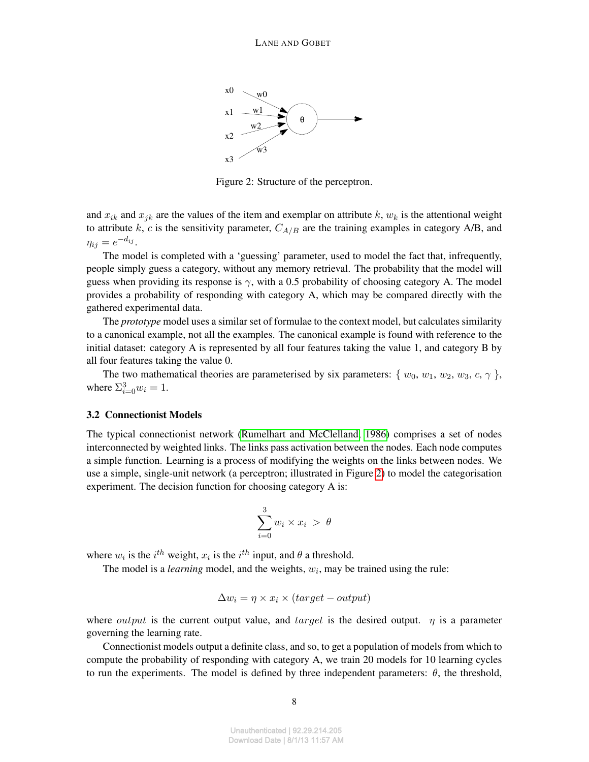Figure 2: Structure of the perceptron.

and $x_{ik}$ and $x_{jk}$ are the values of the item and exemplar on attribute $k$, $w_k$ is the attentional weight to attribute $k$, $c$ is the sensitivity parameter, $C_{A/B}$ are the training examples in category A/B, and $\eta_{ij} = e^{-d_{ij}}$.

The model is completed with a 'guessing' parameter, used to model the fact that, infrequently, people simply guess a category, without any memory retrieval. The probability that the model will guess when providing its response is $\gamma$, with a 0.5 probability of choosing category A. The model provides a probability of responding with category A, which may be compared directly with the gathered experimental data.

The *prototype* model uses a similar set of formulae to the context model, but calculates similarity to a canonical example, not all the examples. The canonical example is found with reference to the initial dataset: category A is represented by all four features taking the value 1, and category B by all four features taking the value 0.

The two mathematical theories are parameterised by six parameters: $\{ w_0, w_1, w_2, w_3, c, \gamma \}$, where $\Sigma_{i=0}^{3} w_i = 1$.

### 3.2 Connectionist Models

The typical connectionist network (Rumelhart and McClelland, 1986) comprises a set of nodes interconnected by weighted links. The links pass activation between the nodes. Each node computes a simple function. Learning is a process of modifying the weights on the links between nodes. We use a simple, single-unit network (a perceptron; illustrated in Figure 2) to model the categorisation experiment. The decision function for choosing category A is:

$$\sum_{i=0}^{3} w_i \times x_i \; > \; \theta$$

where $w_i$ is the $i^{th}$ weight, $x_i$ is the $i^{th}$ input, and $\theta$ a threshold.

The model is a *learning* model, and the weights, $w_i$, may be trained using the rule:

$$\Delta w_i = \eta \times x_i \times (target - output)$$

where $output$ is the current output value, and $target$ is the desired output. $\eta$ is a parameter governing the learning rate.

Connectionist models output a definite class, and so, to get a population of models from which to compute the probability of responding with category A, we train 20 models for 10 learning cycles to run the experiments. The model is defined by three independent parameters: $\theta$, the threshold,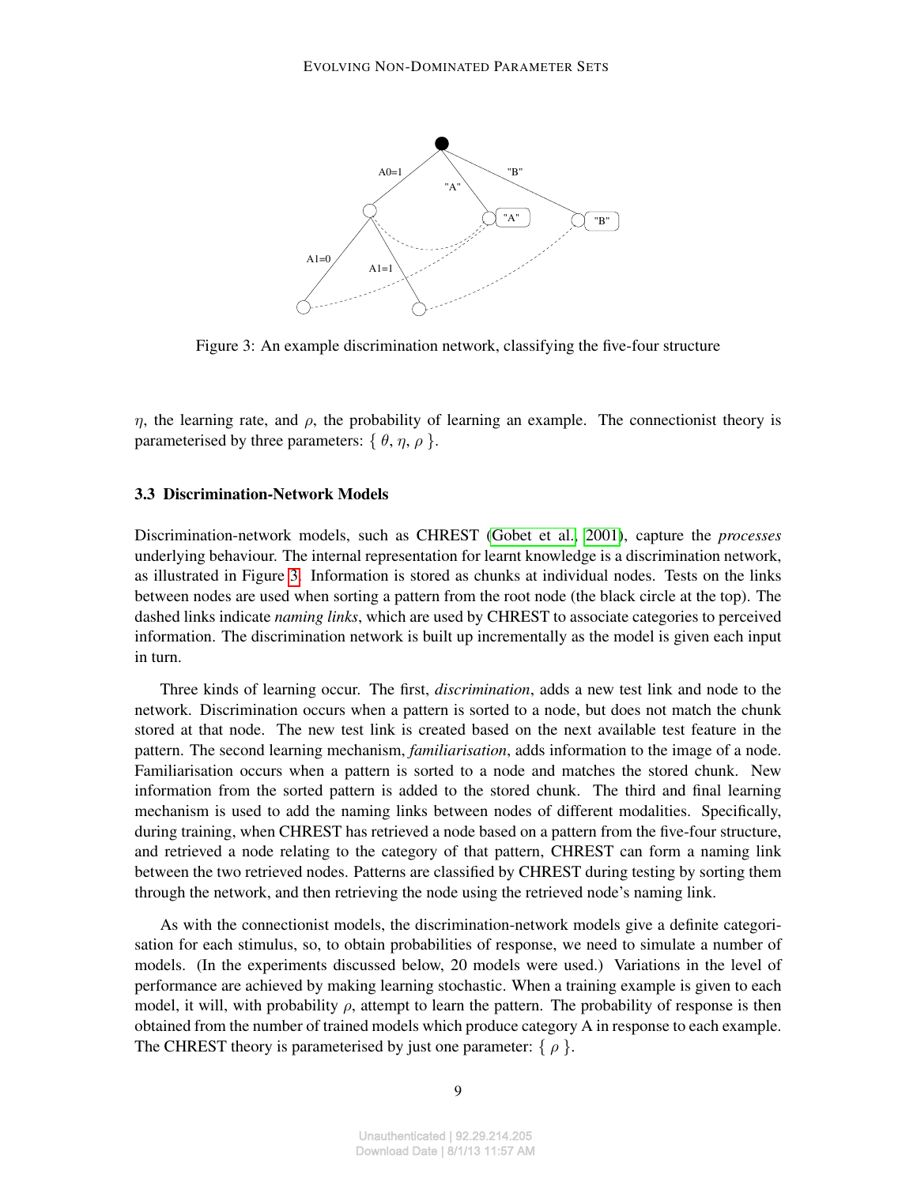Figure 3: An example discrimination network, classifying the five-four structure

$\eta$, the learning rate, and $\rho$, the probability of learning an example. The connectionist theory is parameterised by three parameters: { $\theta$, $\eta$, $\rho$ }.

### 3.3 Discrimination-Network Models

Discrimination-network models, such as CHREST (Gobet et al., 2001), capture the *processes* underlying behaviour. The internal representation for learnt knowledge is a discrimination network, as illustrated in Figure 3. Information is stored as chunks at individual nodes. Tests on the links between nodes are used when sorting a pattern from the root node (the black circle at the top). The dashed links indicate *naming links*, which are used by CHREST to associate categories to perceived information. The discrimination network is built up incrementally as the model is given each input in turn.

Three kinds of learning occur. The first, *discrimination*, adds a new test link and node to the network. Discrimination occurs when a pattern is sorted to a node, but does not match the chunk stored at that node. The new test link is created based on the next available test feature in the pattern. The second learning mechanism, *familiarisation*, adds information to the image of a node. Familiarisation occurs when a pattern is sorted to a node and matches the stored chunk. New information from the sorted pattern is added to the stored chunk. The third and final learning mechanism is used to add the naming links between nodes of different modalities. Specifically, during training, when CHREST has retrieved a node based on a pattern from the five-four structure, and retrieved a node relating to the category of that pattern, CHREST can form a naming link between the two retrieved nodes. Patterns are classified by CHREST during testing by sorting them through the network, and then retrieving the node using the retrieved node's naming link.

As with the connectionist models, the discrimination-network models give a definite categorisation for each stimulus, so, to obtain probabilities of response, we need to simulate a number of models. (In the experiments discussed below, 20 models were used.) Variations in the level of performance are achieved by making learning stochastic. When a training example is given to each model, it will, with probability $\rho$, attempt to learn the pattern. The probability of response is then obtained from the number of trained models which produce category A in response to each example. The CHREST theory is parameterised by just one parameter: { $\rho$ }.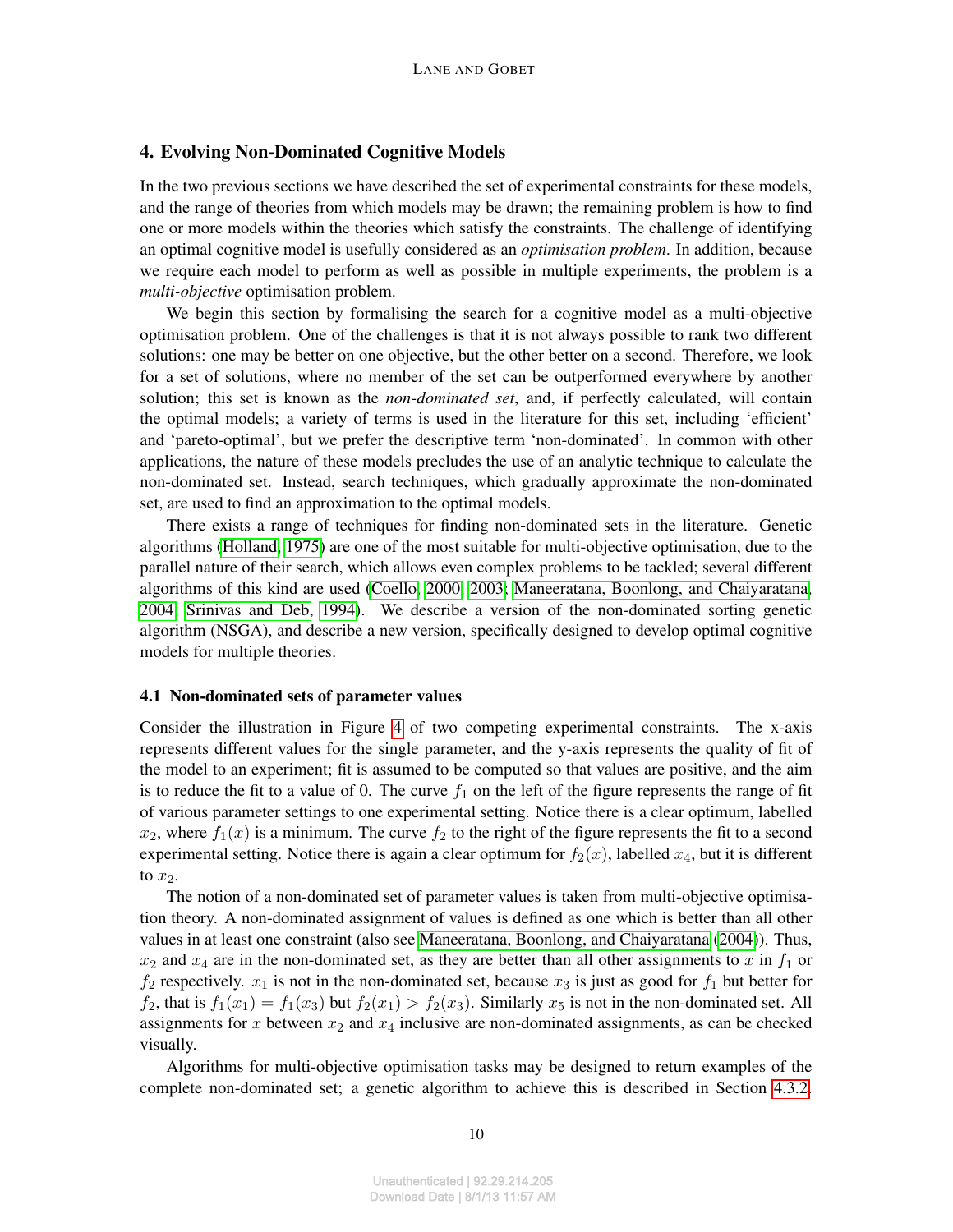## 4. Evolving Non-Dominated Cognitive Models

In the two previous sections we have described the set of experimental constraints for these models, and the range of theories from which models may be drawn; the remaining problem is how to find one or more models within the theories which satisfy the constraints. The challenge of identifying an optimal cognitive model is usefully considered as an *optimisation problem*. In addition, because we require each model to perform as well as possible in multiple experiments, the problem is a *multi-objective* optimisation problem.

We begin this section by formalising the search for a cognitive model as a multi-objective optimisation problem. One of the challenges is that it is not always possible to rank two different solutions: one may be better on one objective, but the other better on a second. Therefore, we look for a set of solutions, where no member of the set can be outperformed everywhere by another solution; this set is known as the *non-dominated set*, and, if perfectly calculated, will contain the optimal models; a variety of terms is used in the literature for this set, including 'efficient' and 'pareto-optimal', but we prefer the descriptive term 'non-dominated'. In common with other applications, the nature of these models precludes the use of an analytic technique to calculate the non-dominated set. Instead, search techniques, which gradually approximate the non-dominated set, are used to find an approximation to the optimal models.

There exists a range of techniques for finding non-dominated sets in the literature. Genetic algorithms (Holland, 1975) are one of the most suitable for multi-objective optimisation, due to the parallel nature of their search, which allows even complex problems to be tackled; several different algorithms of this kind are used (Coello, 2000, 2003; Maneeratana, Boonlong, and Chaiyaratana, 2004; Srinivas and Deb, 1994). We describe a version of the non-dominated sorting genetic algorithm (NSGA), and describe a new version, specifically designed to develop optimal cognitive models for multiple theories.

### 4.1 Non-dominated sets of parameter values

Consider the illustration in Figure 4 of two competing experimental constraints. The x-axis represents different values for the single parameter, and the y-axis represents the quality of fit of the model to an experiment; fit is assumed to be computed so that values are positive, and the aim is to reduce the fit to a value of 0. The curve $f_1$ on the left of the figure represents the range of fit of various parameter settings to one experimental setting. Notice there is a clear optimum, labelled $x_2$, where $f_1(x)$ is a minimum. The curve $f_2$ to the right of the figure represents the fit to a second experimental setting. Notice there is again a clear optimum for $f_2(x)$, labelled $x_4$, but it is different to $x_2$.

The notion of a non-dominated set of parameter values is taken from multi-objective optimisation theory. A non-dominated assignment of values is defined as one which is better than all other values in at least one constraint (also see Maneeratana, Boonlong, and Chaiyaratana (2004)). Thus, $x_2$ and $x_4$ are in the non-dominated set, as they are better than all other assignments to $x$ in $f_1$ or $f_2$ respectively. $x_1$ is not in the non-dominated set, because $x_3$ is just as good for $f_1$ but better for $f_2$, that is $f_1(x_1) = f_1(x_3)$ but $f_2(x_1) > f_2(x_3)$. Similarly $x_5$ is not in the non-dominated set. All assignments for $x$ between $x_2$ and $x_4$ inclusive are non-dominated assignments, as can be checked visually.

Algorithms for multi-objective optimisation tasks may be designed to return examples of the complete non-dominated set; a genetic algorithm to achieve this is described in Section 4.3.2.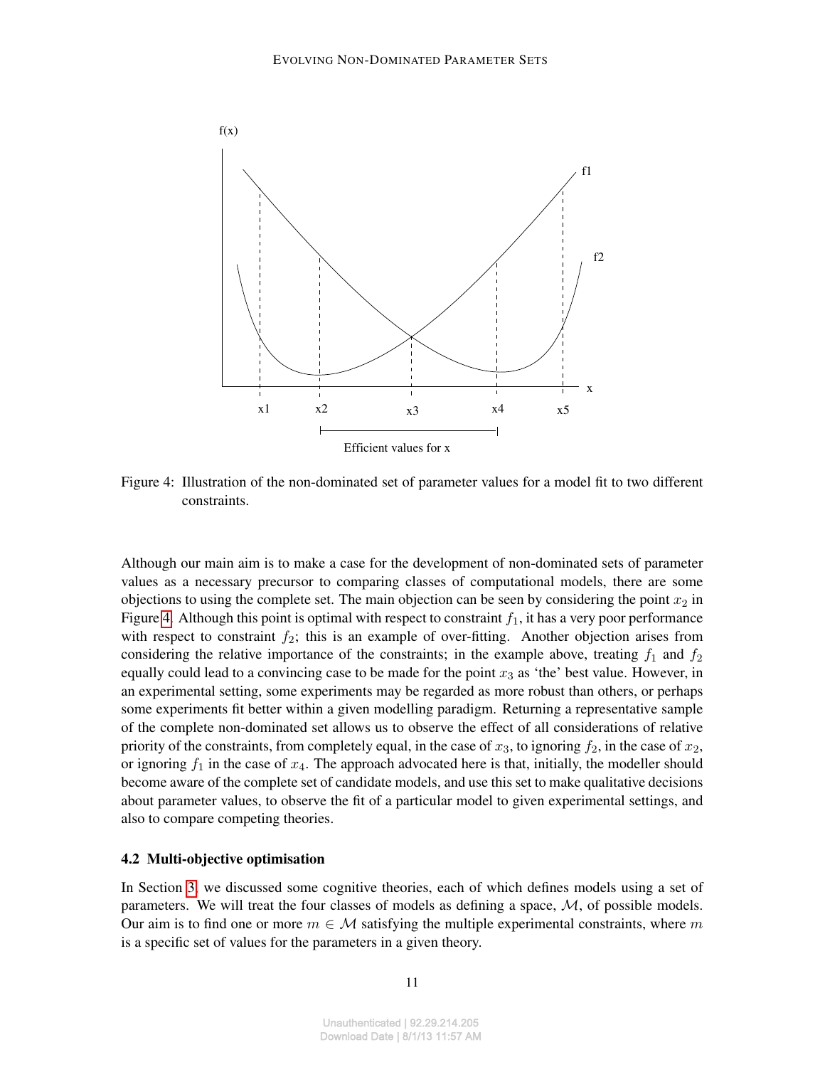Figure 4: Illustration of the non-dominated set of parameter values for a model fit to two different constraints.

Although our main aim is to make a case for the development of non-dominated sets of parameter values as a necessary precursor to comparing classes of computational models, there are some objections to using the complete set. The main objection can be seen by considering the point $x_2$ in Figure 4. Although this point is optimal with respect to constraint $f_1$, it has a very poor performance with respect to constraint $f_2$; this is an example of over-fitting. Another objection arises from considering the relative importance of the constraints; in the example above, treating $f_1$ and $f_2$ equally could lead to a convincing case to be made for the point $x_3$ as 'the' best value. However, in an experimental setting, some experiments may be regarded as more robust than others, or perhaps some experiments fit better within a given modelling paradigm. Returning a representative sample of the complete non-dominated set allows us to observe the effect of all considerations of relative priority of the constraints, from completely equal, in the case of $x_3$, to ignoring $f_2$, in the case of $x_2$, or ignoring $f_1$ in the case of $x_4$. The approach advocated here is that, initially, the modeller should become aware of the complete set of candidate models, and use this set to make qualitative decisions about parameter values, to observe the fit of a particular model to given experimental settings, and also to compare competing theories.

### 4.2 Multi-objective optimisation

In Section 3, we discussed some cognitive theories, each of which defines models using a set of parameters. We will treat the four classes of models as defining a space, $\mathcal{M}$, of possible models. Our aim is to find one or more $m \in \mathcal{M}$ satisfying the multiple experimental constraints, where $m$ is a specific set of values for the parameters in a given theory.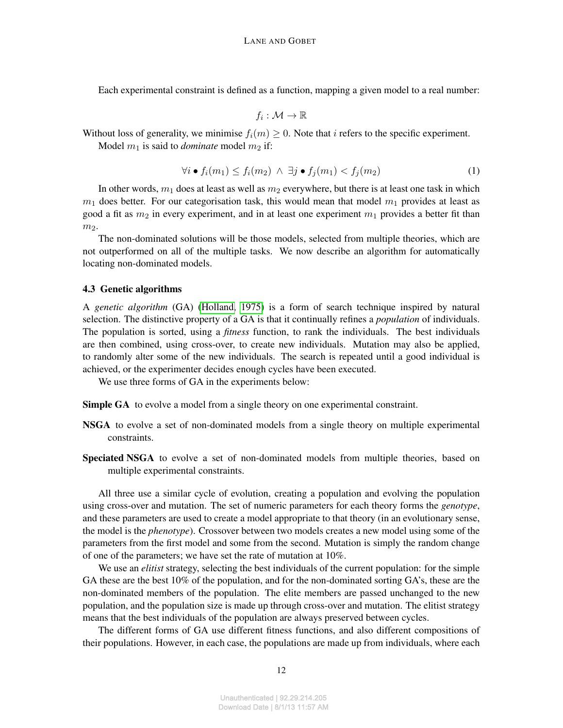Each experimental constraint is defined as a function, mapping a given model to a real number:

$$f_i : \mathcal{M} \to \mathbb{R}$$

Without loss of generality, we minimise $f_i(m) \geq 0$. Note that $i$ refers to the specific experiment.

Model $m_1$ is said to *dominate* model $m_2$ if:

$$\forall i \bullet f_i(m_1) \leq f_i(m_2) \ \wedge \ \exists j \bullet f_j(m_1) < f_j(m_2) \tag{1}$$

In other words, $m_1$ does at least as well as $m_2$ everywhere, but there is at least one task in which $m_1$ does better. For our categorisation task, this would mean that model $m_1$ provides at least as good a fit as $m_2$ in every experiment, and in at least one experiment $m_1$ provides a better fit than $m_2$.

The non-dominated solutions will be those models, selected from multiple theories, which are not outperformed on all of the multiple tasks. We now describe an algorithm for automatically locating non-dominated models.

### 4.3 Genetic algorithms

A *genetic algorithm* (GA) (Holland, 1975) is a form of search technique inspired by natural selection. The distinctive property of a GA is that it continually refines a *population* of individuals. The population is sorted, using a *fitness* function, to rank the individuals. The best individuals are then combined, using cross-over, to create new individuals. Mutation may also be applied, to randomly alter some of the new individuals. The search is repeated until a good individual is achieved, or the experimenter decides enough cycles have been executed.

We use three forms of GA in the experiments below:

**Simple GA** to evolve a model from a single theory on one experimental constraint.

**NSGA** to evolve a set of non-dominated models from a single theory on multiple experimental constraints.

**Speciated NSGA** to evolve a set of non-dominated models from multiple theories, based on multiple experimental constraints.

All three use a similar cycle of evolution, creating a population and evolving the population using cross-over and mutation. The set of numeric parameters for each theory forms the *genotype*, and these parameters are used to create a model appropriate to that theory (in an evolutionary sense, the model is the *phenotype*). Crossover between two models creates a new model using some of the parameters from the first model and some from the second. Mutation is simply the random change of one of the parameters; we have set the rate of mutation at 10%.

We use an *elitist* strategy, selecting the best individuals of the current population: for the simple GA these are the best 10% of the population, and for the non-dominated sorting GA's, these are the non-dominated members of the population. The elite members are passed unchanged to the new population, and the population size is made up through cross-over and mutation. The elitist strategy means that the best individuals of the population are always preserved between cycles.

The different forms of GA use different fitness functions, and also different compositions of their populations. However, in each case, the populations are made up from individuals, where each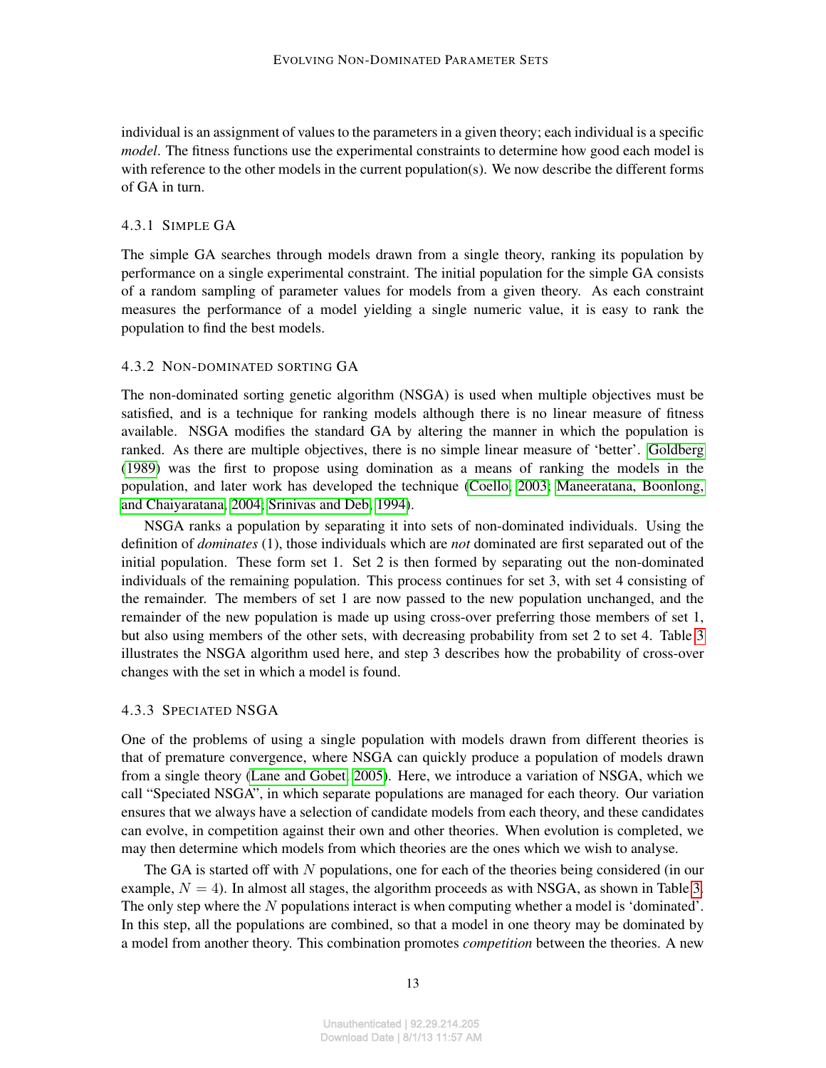individual is an assignment of values to the parameters in a given theory; each individual is a specific *model*. The fitness functions use the experimental constraints to determine how good each model is with reference to the other models in the current population(s). We now describe the different forms of GA in turn.

#### 4.3.1 Simple GA

The simple GA searches through models drawn from a single theory, ranking its population by performance on a single experimental constraint. The initial population for the simple GA consists of a random sampling of parameter values for models from a given theory. As each constraint measures the performance of a model yielding a single numeric value, it is easy to rank the population to find the best models.

#### 4.3.2 Non-dominated sorting GA

The non-dominated sorting genetic algorithm (NSGA) is used when multiple objectives must be satisfied, and is a technique for ranking models although there is no linear measure of fitness available. NSGA modifies the standard GA by altering the manner in which the population is ranked. As there are multiple objectives, there is no simple linear measure of 'better'. Goldberg (1989) was the first to propose using domination as a means of ranking the models in the population, and later work has developed the technique (Coello, 2003; Maneeratana, Boonlong, and Chaiyaratana, 2004; Srinivas and Deb, 1994).

NSGA ranks a population by separating it into sets of non-dominated individuals. Using the definition of *dominates* (1), those individuals which are *not* dominated are first separated out of the initial population. These form set 1. Set 2 is then formed by separating out the non-dominated individuals of the remaining population. This process continues for set 3, with set 4 consisting of the remainder. The members of set 1 are now passed to the new population unchanged, and the remainder of the new population is made up using cross-over preferring those members of set 1, but also using members of the other sets, with decreasing probability from set 2 to set 4. Table 3 illustrates the NSGA algorithm used here, and step 3 describes how the probability of cross-over changes with the set in which a model is found.

#### 4.3.3 Speciated NSGA

One of the problems of using a single population with models drawn from different theories is that of premature convergence, where NSGA can quickly produce a population of models drawn from a single theory (Lane and Gobet, 2005). Here, we introduce a variation of NSGA, which we call "Speciated NSGA", in which separate populations are managed for each theory. Our variation ensures that we always have a selection of candidate models from each theory, and these candidates can evolve, in competition against their own and other theories. When evolution is completed, we may then determine which models from which theories are the ones which we wish to analyse.

The GA is started off with $N$ populations, one for each of the theories being considered (in our example, $N = 4$). In almost all stages, the algorithm proceeds as with NSGA, as shown in Table 3. The only step where the $N$ populations interact is when computing whether a model is 'dominated'. In this step, all the populations are combined, so that a model in one theory may be dominated by a model from another theory. This combination promotes *competition* between the theories. A new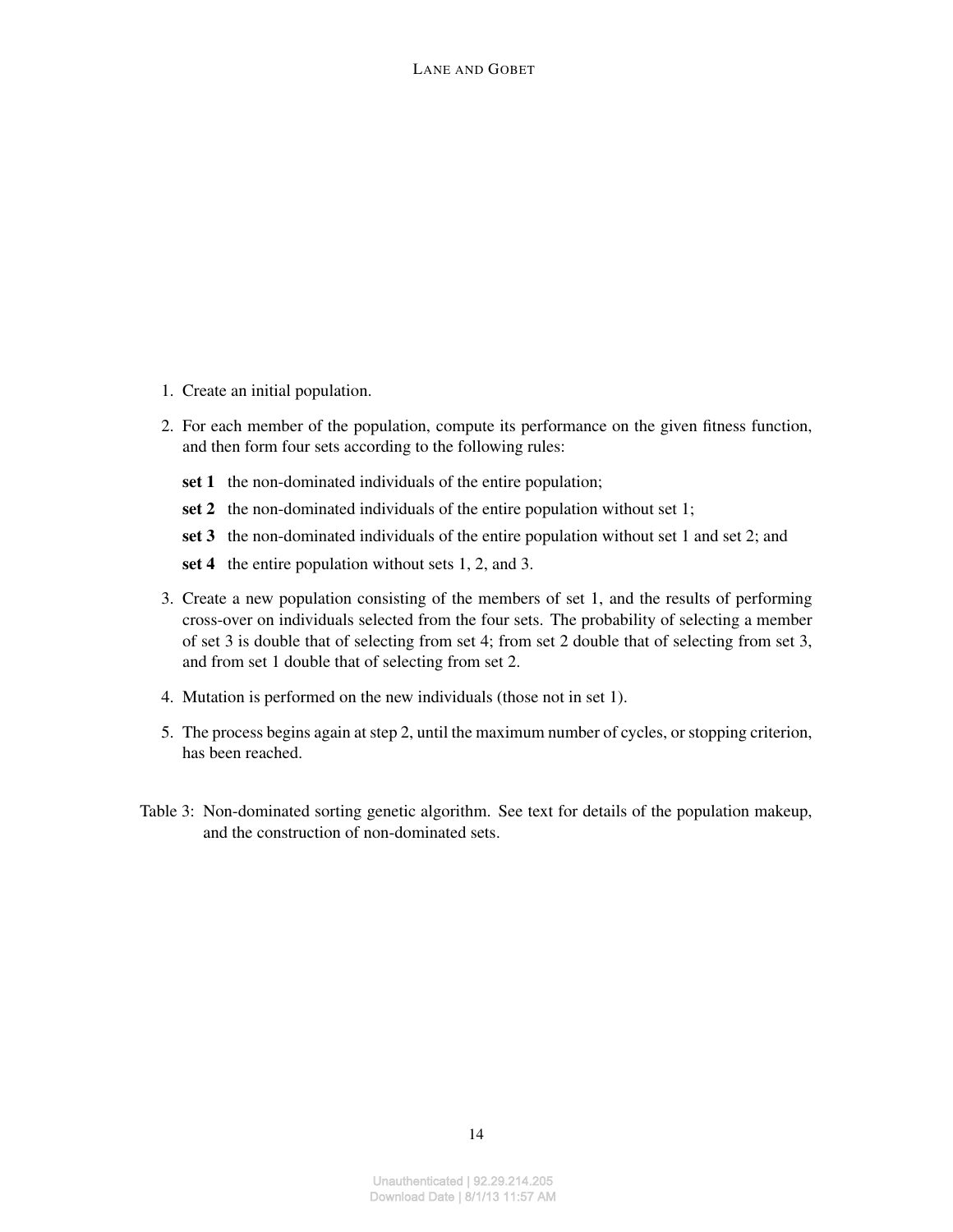1. Create an initial population.

2. For each member of the population, compute its performance on the given fitness function, and then form four sets according to the following rules:

   **set 1** the non-dominated individuals of the entire population;

   **set 2** the non-dominated individuals of the entire population without set 1;

   **set 3** the non-dominated individuals of the entire population without set 1 and set 2; and

   **set 4** the entire population without sets 1, 2, and 3.

3. Create a new population consisting of the members of set 1, and the results of performing cross-over on individuals selected from the four sets. The probability of selecting a member of set 3 is double that of selecting from set 4; from set 2 double that of selecting from set 3, and from set 1 double that of selecting from set 2.

4. Mutation is performed on the new individuals (those not in set 1).

5. The process begins again at step 2, until the maximum number of cycles, or stopping criterion, has been reached.

Table 3: Non-dominated sorting genetic algorithm. See text for details of the population makeup, and the construction of non-dominated sets.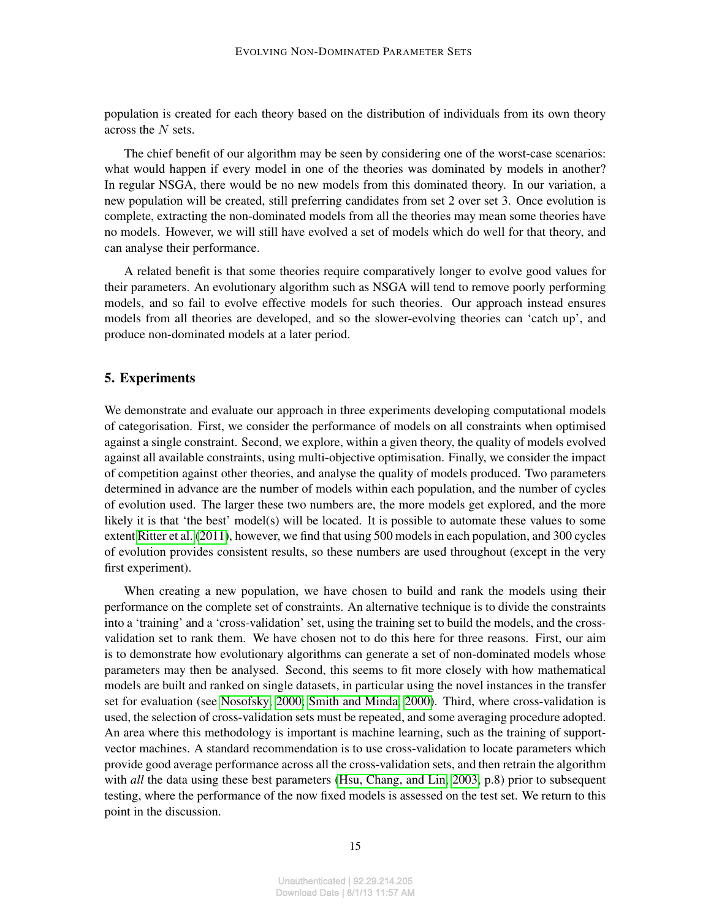population is created for each theory based on the distribution of individuals from its own theory across the $N$ sets.

The chief benefit of our algorithm may be seen by considering one of the worst-case scenarios: what would happen if every model in one of the theories was dominated by models in another? In regular NSGA, there would be no new models from this dominated theory. In our variation, a new population will be created, still preferring candidates from set 2 over set 3. Once evolution is complete, extracting the non-dominated models from all the theories may mean some theories have no models. However, we will still have evolved a set of models which do well for that theory, and can analyse their performance.

A related benefit is that some theories require comparatively longer to evolve good values for their parameters. An evolutionary algorithm such as NSGA will tend to remove poorly performing models, and so fail to evolve effective models for such theories. Our approach instead ensures models from all theories are developed, and so the slower-evolving theories can 'catch up', and produce non-dominated models at a later period.

## 5. Experiments

We demonstrate and evaluate our approach in three experiments developing computational models of categorisation. First, we consider the performance of models on all constraints when optimised against a single constraint. Second, we explore, within a given theory, the quality of models evolved against all available constraints, using multi-objective optimisation. Finally, we consider the impact of competition against other theories, and analyse the quality of models produced. Two parameters determined in advance are the number of models within each population, and the number of cycles of evolution used. The larger these two numbers are, the more models get explored, and the more likely it is that 'the best' model(s) will be located. It is possible to automate these values to some extent Ritter et al. (2011), however, we find that using 500 models in each population, and 300 cycles of evolution provides consistent results, so these numbers are used throughout (except in the very first experiment).

When creating a new population, we have chosen to build and rank the models using their performance on the complete set of constraints. An alternative technique is to divide the constraints into a 'training' and a 'cross-validation' set, using the training set to build the models, and the cross-validation set to rank them. We have chosen not to do this here for three reasons. First, our aim is to demonstrate how evolutionary algorithms can generate a set of non-dominated models whose parameters may then be analysed. Second, this seems to fit more closely with how mathematical models are built and ranked on single datasets, in particular using the novel instances in the transfer set for evaluation (see Nosofsky, 2000; Smith and Minda, 2000). Third, where cross-validation is used, the selection of cross-validation sets must be repeated, and some averaging procedure adopted. An area where this methodology is important is machine learning, such as the training of support-vector machines. A standard recommendation is to use cross-validation to locate parameters which provide good average performance across all the cross-validation sets, and then retrain the algorithm with *all* the data using these best parameters (Hsu, Chang, and Lin, 2003, p.8) prior to subsequent testing, where the performance of the now fixed models is assessed on the test set. We return to this point in the discussion.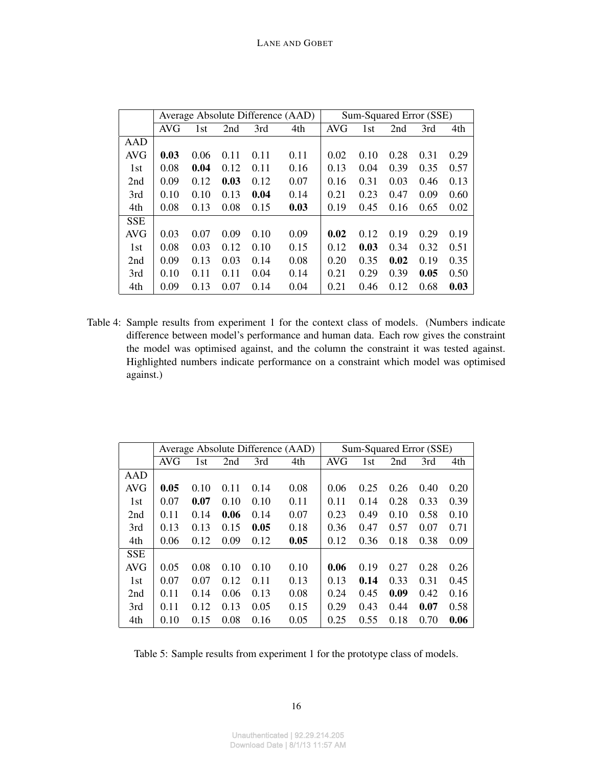| | Average Absolute Difference (AAD) | | | | | Sum-Squared Error (SSE) | | | | |
|---|---|---|---|---|---|---|---|---|---|---|
| | AVG | 1st | 2nd | 3rd | 4th | AVG | 1st | 2nd | 3rd | 4th |
| AAD | | | | | | | | | | |
| AVG | **0.03** | 0.06 | 0.11 | 0.11 | 0.11 | 0.02 | 0.10 | 0.28 | 0.31 | 0.29 |
| 1st | 0.08 | **0.04** | 0.12 | 0.11 | 0.16 | 0.13 | 0.04 | 0.39 | 0.35 | 0.57 |
| 2nd | 0.09 | 0.12 | **0.03** | 0.12 | 0.07 | 0.16 | 0.31 | 0.03 | 0.46 | 0.13 |
| 3rd | 0.10 | 0.10 | 0.13 | **0.04** | 0.14 | 0.21 | 0.23 | 0.47 | 0.09 | 0.60 |
| 4th | 0.08 | 0.13 | 0.08 | 0.15 | **0.03** | 0.19 | 0.45 | 0.16 | 0.65 | 0.02 |
| SSE | | | | | | | | | | |
| AVG | 0.03 | 0.07 | 0.09 | 0.10 | 0.09 | **0.02** | 0.12 | 0.19 | 0.29 | 0.19 |
| 1st | 0.08 | 0.03 | 0.12 | 0.10 | 0.15 | 0.12 | **0.03** | 0.34 | 0.32 | 0.51 |
| 2nd | 0.09 | 0.13 | 0.03 | 0.14 | 0.08 | 0.20 | 0.35 | **0.02** | 0.19 | 0.35 |
| 3rd | 0.10 | 0.11 | 0.11 | 0.04 | 0.14 | 0.21 | 0.29 | 0.39 | **0.05** | 0.50 |
| 4th | 0.09 | 0.13 | 0.07 | 0.14 | 0.04 | 0.21 | 0.46 | 0.12 | 0.68 | **0.03** |

Table 4: Sample results from experiment 1 for the context class of models. (Numbers indicate difference between model's performance and human data. Each row gives the constraint the model was optimised against, and the column the constraint it was tested against. Highlighted numbers indicate performance on a constraint which model was optimised against.)

| | Average Absolute Difference (AAD) | | | | | Sum-Squared Error (SSE) | | | | |
|---|---|---|---|---|---|---|---|---|---|---|
| | AVG | 1st | 2nd | 3rd | 4th | AVG | 1st | 2nd | 3rd | 4th |
| AAD | | | | | | | | | | |
| AVG | **0.05** | 0.10 | 0.11 | 0.14 | 0.08 | 0.06 | 0.25 | 0.26 | 0.40 | 0.20 |
| 1st | 0.07 | **0.07** | 0.10 | 0.10 | 0.11 | 0.11 | 0.14 | 0.28 | 0.33 | 0.39 |
| 2nd | 0.11 | 0.14 | **0.06** | 0.14 | 0.07 | 0.23 | 0.49 | 0.10 | 0.58 | 0.10 |
| 3rd | 0.13 | 0.13 | 0.15 | **0.05** | 0.18 | 0.36 | 0.47 | 0.57 | 0.07 | 0.71 |
| 4th | 0.06 | 0.12 | 0.09 | 0.12 | **0.05** | 0.12 | 0.36 | 0.18 | 0.38 | 0.09 |
| SSE | | | | | | | | | | |
| AVG | 0.05 | 0.08 | 0.10 | 0.10 | 0.10 | **0.06** | 0.19 | 0.27 | 0.28 | 0.26 |
| 1st | 0.07 | 0.07 | 0.12 | 0.11 | 0.13 | 0.13 | **0.14** | 0.33 | 0.31 | 0.45 |
| 2nd | 0.11 | 0.14 | 0.06 | 0.13 | 0.08 | 0.24 | 0.45 | **0.09** | 0.42 | 0.16 |
| 3rd | 0.11 | 0.12 | 0.13 | 0.05 | 0.15 | 0.29 | 0.43 | 0.44 | **0.07** | 0.58 |
| 4th | 0.10 | 0.15 | 0.08 | 0.16 | 0.05 | 0.25 | 0.55 | 0.18 | 0.70 | **0.06** |

Table 5: Sample results from experiment 1 for the prototype class of models.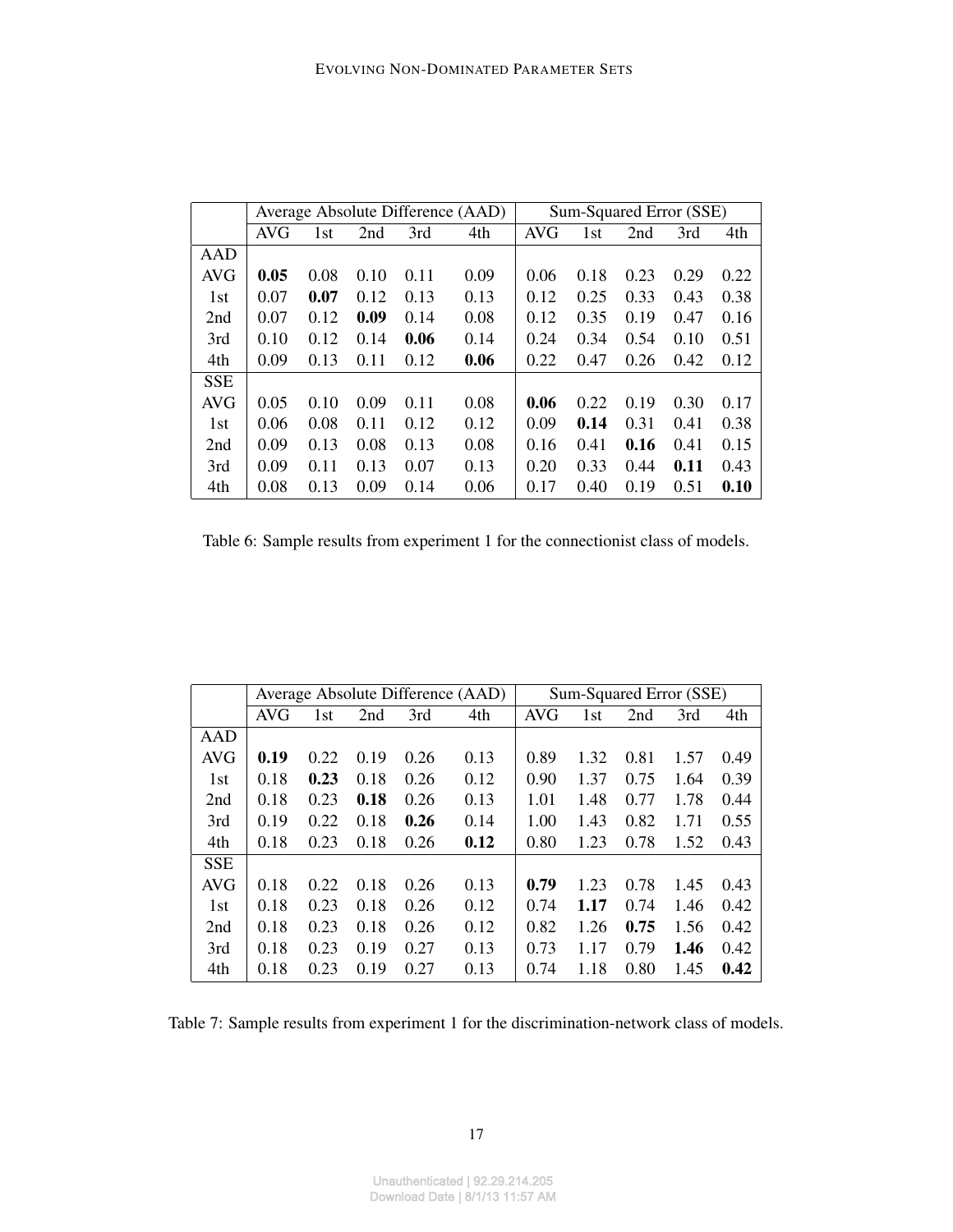| | Average Absolute Difference (AAD) | | | | | Sum-Squared Error (SSE) | | | | |
|---|---|---|---|---|---|---|---|---|---|---|
| | AVG | 1st | 2nd | 3rd | 4th | AVG | 1st | 2nd | 3rd | 4th |
| AAD | | | | | | | | | | |
| AVG | **0.05** | 0.08 | 0.10 | 0.11 | 0.09 | 0.06 | 0.18 | 0.23 | 0.29 | 0.22 |
| 1st | 0.07 | **0.07** | 0.12 | 0.13 | 0.13 | 0.12 | 0.25 | 0.33 | 0.43 | 0.38 |
| 2nd | 0.07 | 0.12 | **0.09** | 0.14 | 0.08 | 0.12 | 0.35 | 0.19 | 0.47 | 0.16 |
| 3rd | 0.10 | 0.12 | 0.14 | **0.06** | 0.14 | 0.24 | 0.34 | 0.54 | 0.10 | 0.51 |
| 4th | 0.09 | 0.13 | 0.11 | 0.12 | **0.06** | 0.22 | 0.47 | 0.26 | 0.42 | 0.12 |
| SSE | | | | | | | | | | |
| AVG | 0.05 | 0.10 | 0.09 | 0.11 | 0.08 | **0.06** | 0.22 | 0.19 | 0.30 | 0.17 |
| 1st | 0.06 | 0.08 | 0.11 | 0.12 | 0.12 | 0.09 | **0.14** | 0.31 | 0.41 | 0.38 |
| 2nd | 0.09 | 0.13 | 0.08 | 0.13 | 0.08 | 0.16 | 0.41 | **0.16** | 0.41 | 0.15 |
| 3rd | 0.09 | 0.11 | 0.13 | 0.07 | 0.13 | 0.20 | 0.33 | 0.44 | **0.11** | 0.43 |
| 4th | 0.08 | 0.13 | 0.09 | 0.14 | 0.06 | 0.17 | 0.40 | 0.19 | 0.51 | **0.10** |

Table 6: Sample results from experiment 1 for the connectionist class of models.

| | Average Absolute Difference (AAD) | | | | | Sum-Squared Error (SSE) | | | | |
|---|---|---|---|---|---|---|---|---|---|---|
| | AVG | 1st | 2nd | 3rd | 4th | AVG | 1st | 2nd | 3rd | 4th |
| AAD | | | | | | | | | | |
| AVG | **0.19** | 0.22 | 0.19 | 0.26 | 0.13 | 0.89 | 1.32 | 0.81 | 1.57 | 0.49 |
| 1st | 0.18 | **0.23** | 0.18 | 0.26 | 0.12 | 0.90 | 1.37 | 0.75 | 1.64 | 0.39 |
| 2nd | 0.18 | 0.23 | **0.18** | 0.26 | 0.13 | 1.01 | 1.48 | 0.77 | 1.78 | 0.44 |
| 3rd | 0.19 | 0.22 | 0.18 | **0.26** | 0.14 | 1.00 | 1.43 | 0.82 | 1.71 | 0.55 |
| 4th | 0.18 | 0.23 | 0.18 | 0.26 | **0.12** | 0.80 | 1.23 | 0.78 | 1.52 | 0.43 |
| SSE | | | | | | | | | | |
| AVG | 0.18 | 0.22 | 0.18 | 0.26 | 0.13 | **0.79** | 1.23 | 0.78 | 1.45 | 0.43 |
| 1st | 0.18 | 0.23 | 0.18 | 0.26 | 0.12 | 0.74 | **1.17** | 0.74 | 1.46 | 0.42 |
| 2nd | 0.18 | 0.23 | 0.18 | 0.26 | 0.12 | 0.82 | 1.26 | **0.75** | 1.56 | 0.42 |
| 3rd | 0.18 | 0.23 | 0.19 | 0.27 | 0.13 | 0.73 | 1.17 | 0.79 | **1.46** | 0.42 |
| 4th | 0.18 | 0.23 | 0.19 | 0.27 | 0.13 | 0.74 | 1.18 | 0.80 | 1.45 | **0.42** |

Table 7: Sample results from experiment 1 for the discrimination-network class of models.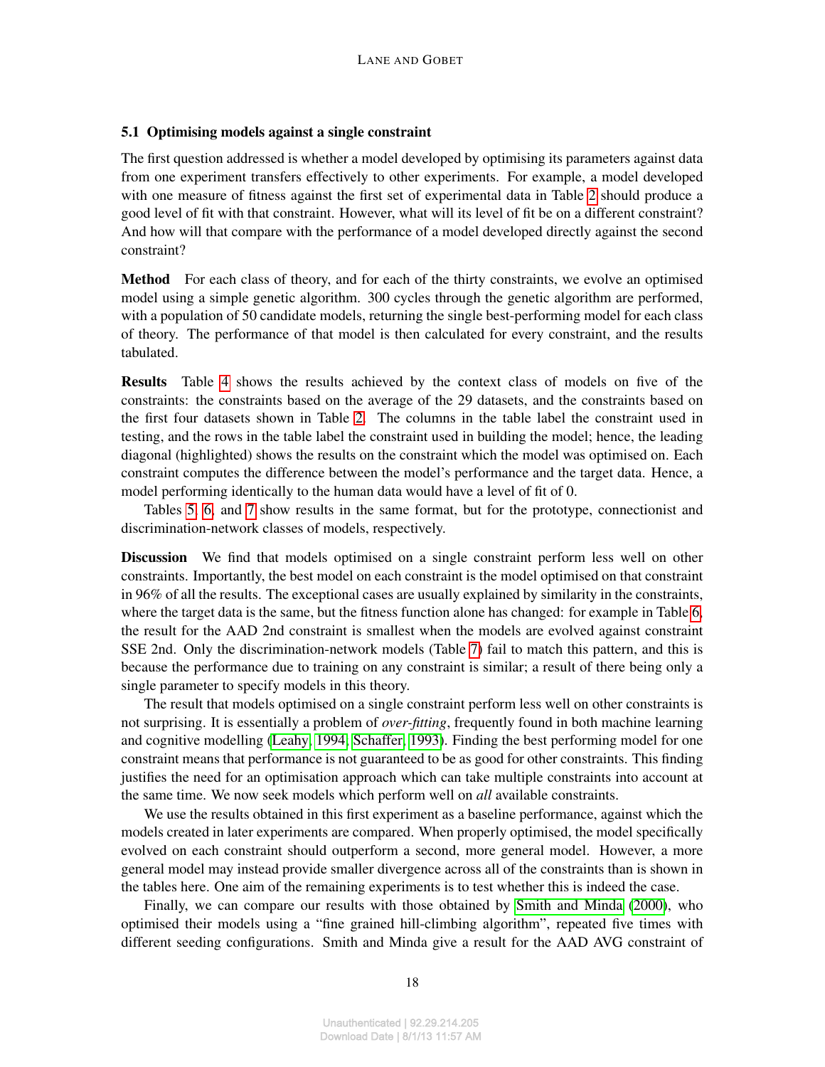### 5.1 Optimising models against a single constraint

The first question addressed is whether a model developed by optimising its parameters against data from one experiment transfers effectively to other experiments. For example, a model developed with one measure of fitness against the first set of experimental data in Table 2 should produce a good level of fit with that constraint. However, what will its level of fit be on a different constraint? And how will that compare with the performance of a model developed directly against the second constraint?

**Method** For each class of theory, and for each of the thirty constraints, we evolve an optimised model using a simple genetic algorithm. 300 cycles through the genetic algorithm are performed, with a population of 50 candidate models, returning the single best-performing model for each class of theory. The performance of that model is then calculated for every constraint, and the results tabulated.

**Results** Table 4 shows the results achieved by the context class of models on five of the constraints: the constraints based on the average of the 29 datasets, and the constraints based on the first four datasets shown in Table 2. The columns in the table label the constraint used in testing, and the rows in the table label the constraint used in building the model; hence, the leading diagonal (highlighted) shows the results on the constraint which the model was optimised on. Each constraint computes the difference between the model's performance and the target data. Hence, a model performing identically to the human data would have a level of fit of 0.

Tables 5, 6, and 7 show results in the same format, but for the prototype, connectionist and discrimination-network classes of models, respectively.

**Discussion** We find that models optimised on a single constraint perform less well on other constraints. Importantly, the best model on each constraint is the model optimised on that constraint in 96% of all the results. The exceptional cases are usually explained by similarity in the constraints, where the target data is the same, but the fitness function alone has changed: for example in Table 6, the result for the AAD 2nd constraint is smallest when the models are evolved against constraint SSE 2nd. Only the discrimination-network models (Table 7) fail to match this pattern, and this is because the performance due to training on any constraint is similar; a result of there being only a single parameter to specify models in this theory.

The result that models optimised on a single constraint perform less well on other constraints is not surprising. It is essentially a problem of *over-fitting*, frequently found in both machine learning and cognitive modelling (Leahy, 1994; Schaffer, 1993). Finding the best performing model for one constraint means that performance is not guaranteed to be as good for other constraints. This finding justifies the need for an optimisation approach which can take multiple constraints into account at the same time. We now seek models which perform well on *all* available constraints.

We use the results obtained in this first experiment as a baseline performance, against which the models created in later experiments are compared. When properly optimised, the model specifically evolved on each constraint should outperform a second, more general model. However, a more general model may instead provide smaller divergence across all of the constraints than is shown in the tables here. One aim of the remaining experiments is to test whether this is indeed the case.

Finally, we can compare our results with those obtained by Smith and Minda (2000), who optimised their models using a "fine grained hill-climbing algorithm", repeated five times with different seeding configurations. Smith and Minda give a result for the AAD AVG constraint of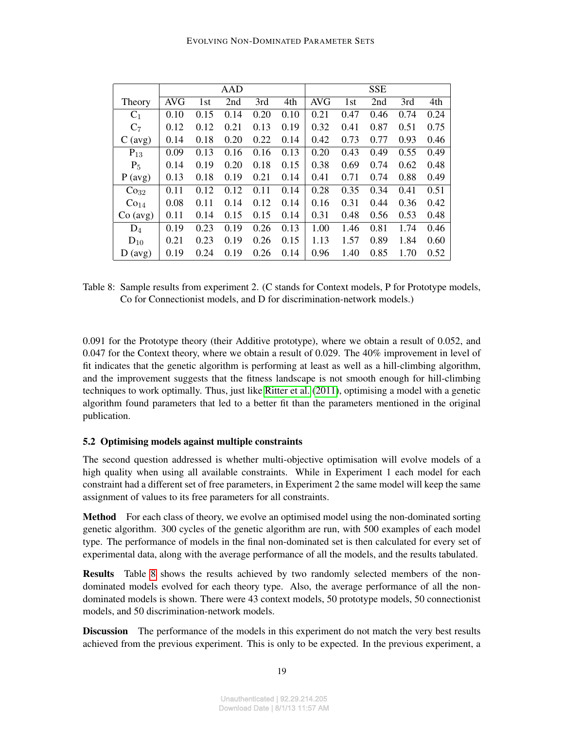| Theory | AAD | | | | | SSE | | | | |
|---|---|---|---|---|---|---|---|---|---|---|
| | AVG | 1st | 2nd | 3rd | 4th | AVG | 1st | 2nd | 3rd | 4th |
| $C_1$ | 0.10 | 0.15 | 0.14 | 0.20 | 0.10 | 0.21 | 0.47 | 0.46 | 0.74 | 0.24 |
| $C_7$ | 0.12 | 0.12 | 0.21 | 0.13 | 0.19 | 0.32 | 0.41 | 0.87 | 0.51 | 0.75 |
| C (avg) | 0.14 | 0.18 | 0.20 | 0.22 | 0.14 | 0.42 | 0.73 | 0.77 | 0.93 | 0.46 |
| $P_{13}$ | 0.09 | 0.13 | 0.16 | 0.16 | 0.13 | 0.20 | 0.43 | 0.49 | 0.55 | 0.49 |
| $P_5$ | 0.14 | 0.19 | 0.20 | 0.18 | 0.15 | 0.38 | 0.69 | 0.74 | 0.62 | 0.48 |
| P (avg) | 0.13 | 0.18 | 0.19 | 0.21 | 0.14 | 0.41 | 0.71 | 0.74 | 0.88 | 0.49 |
| $Co_{32}$ | 0.11 | 0.12 | 0.12 | 0.11 | 0.14 | 0.28 | 0.35 | 0.34 | 0.41 | 0.51 |
| $Co_{14}$ | 0.08 | 0.11 | 0.14 | 0.12 | 0.14 | 0.16 | 0.31 | 0.44 | 0.36 | 0.42 |
| Co (avg) | 0.11 | 0.14 | 0.15 | 0.15 | 0.14 | 0.31 | 0.48 | 0.56 | 0.53 | 0.48 |
| $D_4$ | 0.19 | 0.23 | 0.19 | 0.26 | 0.13 | 1.00 | 1.46 | 0.81 | 1.74 | 0.46 |
| $D_{10}$ | 0.21 | 0.23 | 0.19 | 0.26 | 0.15 | 1.13 | 1.57 | 0.89 | 1.84 | 0.60 |
| D (avg) | 0.19 | 0.24 | 0.19 | 0.26 | 0.14 | 0.96 | 1.40 | 0.85 | 1.70 | 0.52 |

Table 8: Sample results from experiment 2. (C stands for Context models, P for Prototype models, Co for Connectionist models, and D for discrimination-network models.)

0.091 for the Prototype theory (their Additive prototype), where we obtain a result of 0.052, and 0.047 for the Context theory, where we obtain a result of 0.029. The 40% improvement in level of fit indicates that the genetic algorithm is performing at least as well as a hill-climbing algorithm, and the improvement suggests that the fitness landscape is not smooth enough for hill-climbing techniques to work optimally. Thus, just like Ritter et al. (2011), optimising a model with a genetic algorithm found parameters that led to a better fit than the parameters mentioned in the original publication.

### 5.2 Optimising models against multiple constraints

The second question addressed is whether multi-objective optimisation will evolve models of a high quality when using all available constraints. While in Experiment 1 each model for each constraint had a different set of free parameters, in Experiment 2 the same model will keep the same assignment of values to its free parameters for all constraints.

**Method** For each class of theory, we evolve an optimised model using the non-dominated sorting genetic algorithm. 300 cycles of the genetic algorithm are run, with 500 examples of each model type. The performance of models in the final non-dominated set is then calculated for every set of experimental data, along with the average performance of all the models, and the results tabulated.

**Results** Table 8 shows the results achieved by two randomly selected members of the non-dominated models evolved for each theory type. Also, the average performance of all the non-dominated models is shown. There were 43 context models, 50 prototype models, 50 connectionist models, and 50 discrimination-network models.

**Discussion** The performance of the models in this experiment do not match the very best results achieved from the previous experiment. This is only to be expected. In the previous experiment, a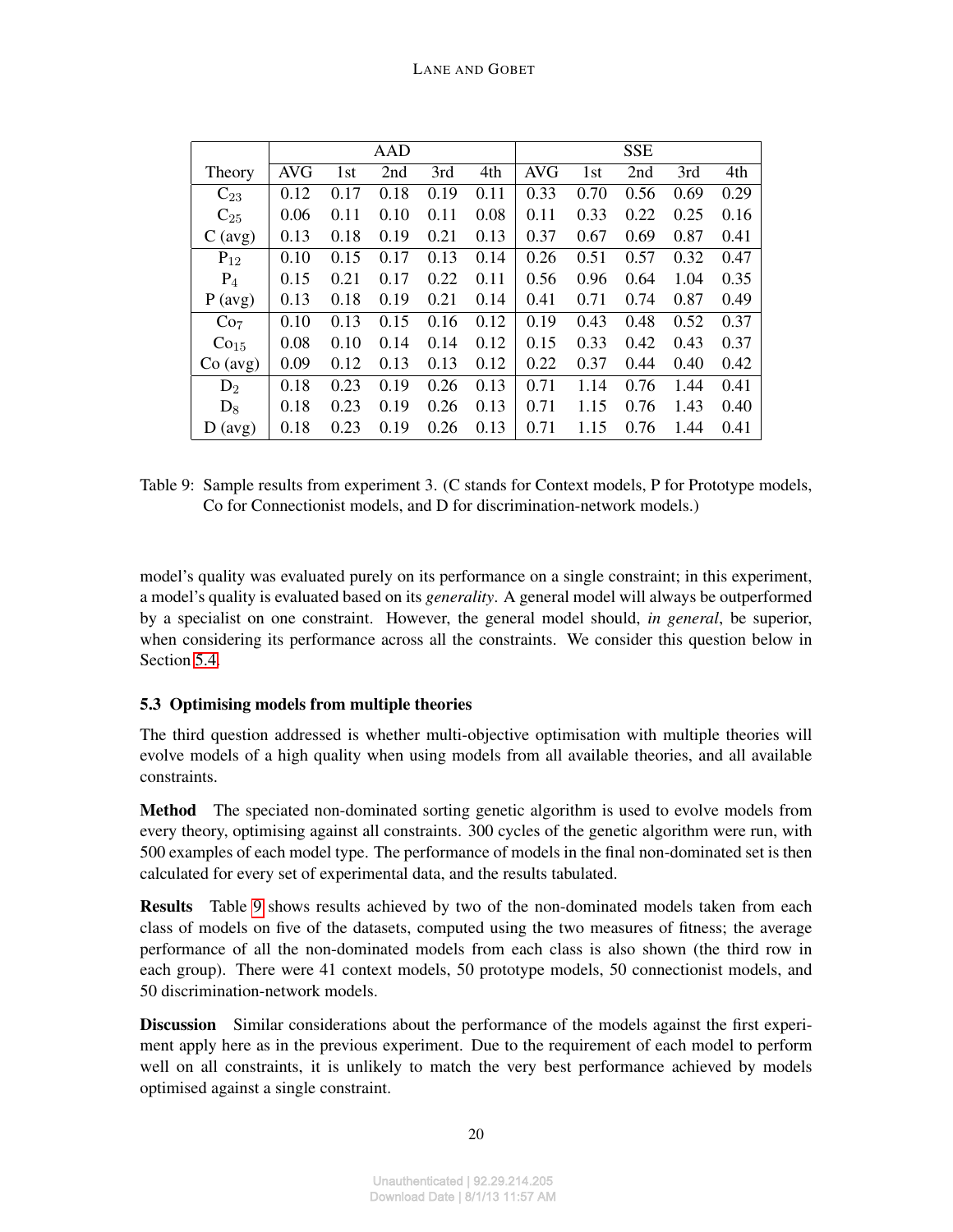| Theory | AAD | | | | | SSE | | | | |
|---|---|---|---|---|---|---|---|---|---|---|
| | AVG | 1st | 2nd | 3rd | 4th | AVG | 1st | 2nd | 3rd | 4th |
| $C_{23}$ | 0.12 | 0.17 | 0.18 | 0.19 | 0.11 | 0.33 | 0.70 | 0.56 | 0.69 | 0.29 |
| $C_{25}$ | 0.06 | 0.11 | 0.10 | 0.11 | 0.08 | 0.11 | 0.33 | 0.22 | 0.25 | 0.16 |
| C (avg) | 0.13 | 0.18 | 0.19 | 0.21 | 0.13 | 0.37 | 0.67 | 0.69 | 0.87 | 0.41 |
| $P_{12}$ | 0.10 | 0.15 | 0.17 | 0.13 | 0.14 | 0.26 | 0.51 | 0.57 | 0.32 | 0.47 |
| $P_4$ | 0.15 | 0.21 | 0.17 | 0.22 | 0.11 | 0.56 | 0.96 | 0.64 | 1.04 | 0.35 |
| P (avg) | 0.13 | 0.18 | 0.19 | 0.21 | 0.14 | 0.41 | 0.71 | 0.74 | 0.87 | 0.49 |
| $Co_7$ | 0.10 | 0.13 | 0.15 | 0.16 | 0.12 | 0.19 | 0.43 | 0.48 | 0.52 | 0.37 |
| $Co_{15}$ | 0.08 | 0.10 | 0.14 | 0.14 | 0.12 | 0.15 | 0.33 | 0.42 | 0.43 | 0.37 |
| Co (avg) | 0.09 | 0.12 | 0.13 | 0.13 | 0.12 | 0.22 | 0.37 | 0.44 | 0.40 | 0.42 |
| $D_2$ | 0.18 | 0.23 | 0.19 | 0.26 | 0.13 | 0.71 | 1.14 | 0.76 | 1.44 | 0.41 |
| $D_8$ | 0.18 | 0.23 | 0.19 | 0.26 | 0.13 | 0.71 | 1.15 | 0.76 | 1.43 | 0.40 |
| D (avg) | 0.18 | 0.23 | 0.19 | 0.26 | 0.13 | 0.71 | 1.15 | 0.76 | 1.44 | 0.41 |

Table 9: Sample results from experiment 3. (C stands for Context models, P for Prototype models, Co for Connectionist models, and D for discrimination-network models.)

model's quality was evaluated purely on its performance on a single constraint; in this experiment, a model's quality is evaluated based on its *generality*. A general model will always be outperformed by a specialist on one constraint. However, the general model should, *in general*, be superior, when considering its performance across all the constraints. We consider this question below in Section 5.4.

### 5.3 Optimising models from multiple theories

The third question addressed is whether multi-objective optimisation with multiple theories will evolve models of a high quality when using models from all available theories, and all available constraints.

**Method** The speciated non-dominated sorting genetic algorithm is used to evolve models from every theory, optimising against all constraints. 300 cycles of the genetic algorithm were run, with 500 examples of each model type. The performance of models in the final non-dominated set is then calculated for every set of experimental data, and the results tabulated.

**Results** Table 9 shows results achieved by two of the non-dominated models taken from each class of models on five of the datasets, computed using the two measures of fitness; the average performance of all the non-dominated models from each class is also shown (the third row in each group). There were 41 context models, 50 prototype models, 50 connectionist models, and 50 discrimination-network models.

**Discussion** Similar considerations about the performance of the models against the first experiment apply here as in the previous experiment. Due to the requirement of each model to perform well on all constraints, it is unlikely to match the very best performance achieved by models optimised against a single constraint.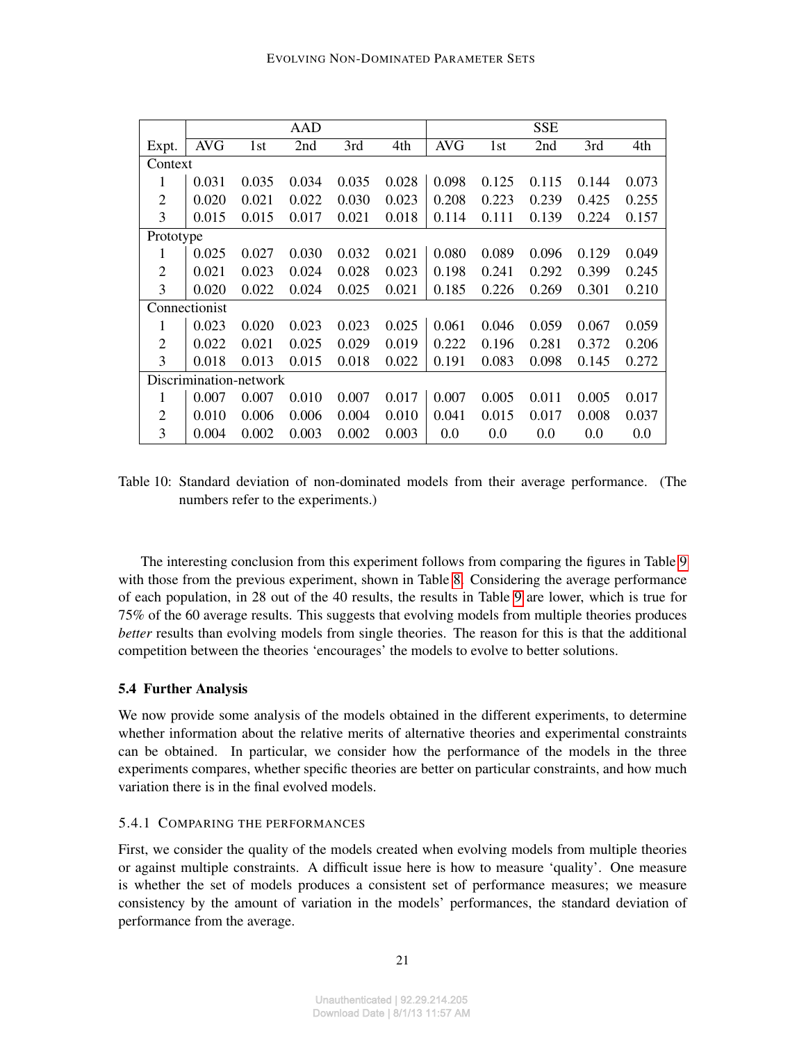| | AAD | | | | | SSE | | | | |
|---|---|---|---|---|---|---|---|---|---|---|
| Expt. | AVG | 1st | 2nd | 3rd | 4th | AVG | 1st | 2nd | 3rd | 4th |
| Context | | | | | | | | | | |
| 1 | 0.031 | 0.035 | 0.034 | 0.035 | 0.028 | 0.098 | 0.125 | 0.115 | 0.144 | 0.073 |
| 2 | 0.020 | 0.021 | 0.022 | 0.030 | 0.023 | 0.208 | 0.223 | 0.239 | 0.425 | 0.255 |
| 3 | 0.015 | 0.015 | 0.017 | 0.021 | 0.018 | 0.114 | 0.111 | 0.139 | 0.224 | 0.157 |
| Prototype | | | | | | | | | | |
| 1 | 0.025 | 0.027 | 0.030 | 0.032 | 0.021 | 0.080 | 0.089 | 0.096 | 0.129 | 0.049 |
| 2 | 0.021 | 0.023 | 0.024 | 0.028 | 0.023 | 0.198 | 0.241 | 0.292 | 0.399 | 0.245 |
| 3 | 0.020 | 0.022 | 0.024 | 0.025 | 0.021 | 0.185 | 0.226 | 0.269 | 0.301 | 0.210 |
| Connectionist | | | | | | | | | | |
| 1 | 0.023 | 0.020 | 0.023 | 0.023 | 0.025 | 0.061 | 0.046 | 0.059 | 0.067 | 0.059 |
| 2 | 0.022 | 0.021 | 0.025 | 0.029 | 0.019 | 0.222 | 0.196 | 0.281 | 0.372 | 0.206 |
| 3 | 0.018 | 0.013 | 0.015 | 0.018 | 0.022 | 0.191 | 0.083 | 0.098 | 0.145 | 0.272 |
| Discrimination-network | | | | | | | | | | |
| 1 | 0.007 | 0.007 | 0.010 | 0.007 | 0.017 | 0.007 | 0.005 | 0.011 | 0.005 | 0.017 |
| 2 | 0.010 | 0.006 | 0.006 | 0.004 | 0.010 | 0.041 | 0.015 | 0.017 | 0.008 | 0.037 |
| 3 | 0.004 | 0.002 | 0.003 | 0.002 | 0.003 | 0.0 | 0.0 | 0.0 | 0.0 | 0.0 |

Table 10: Standard deviation of non-dominated models from their average performance. (The numbers refer to the experiments.)

The interesting conclusion from this experiment follows from comparing the figures in Table 9 with those from the previous experiment, shown in Table 8. Considering the average performance of each population, in 28 out of the 40 results, the results in Table 9 are lower, which is true for 75% of the 60 average results. This suggests that evolving models from multiple theories produces *better* results than evolving models from single theories. The reason for this is that the additional competition between the theories 'encourages' the models to evolve to better solutions.

### 5.4 Further Analysis

We now provide some analysis of the models obtained in the different experiments, to determine whether information about the relative merits of alternative theories and experimental constraints can be obtained. In particular, we consider how the performance of the models in the three experiments compares, whether specific theories are better on particular constraints, and how much variation there is in the final evolved models.

#### 5.4.1 Comparing the performances

First, we consider the quality of the models created when evolving models from multiple theories or against multiple constraints. A difficult issue here is how to measure 'quality'. One measure is whether the set of models produces a consistent set of performance measures; we measure consistency by the amount of variation in the models' performances, the standard deviation of performance from the average.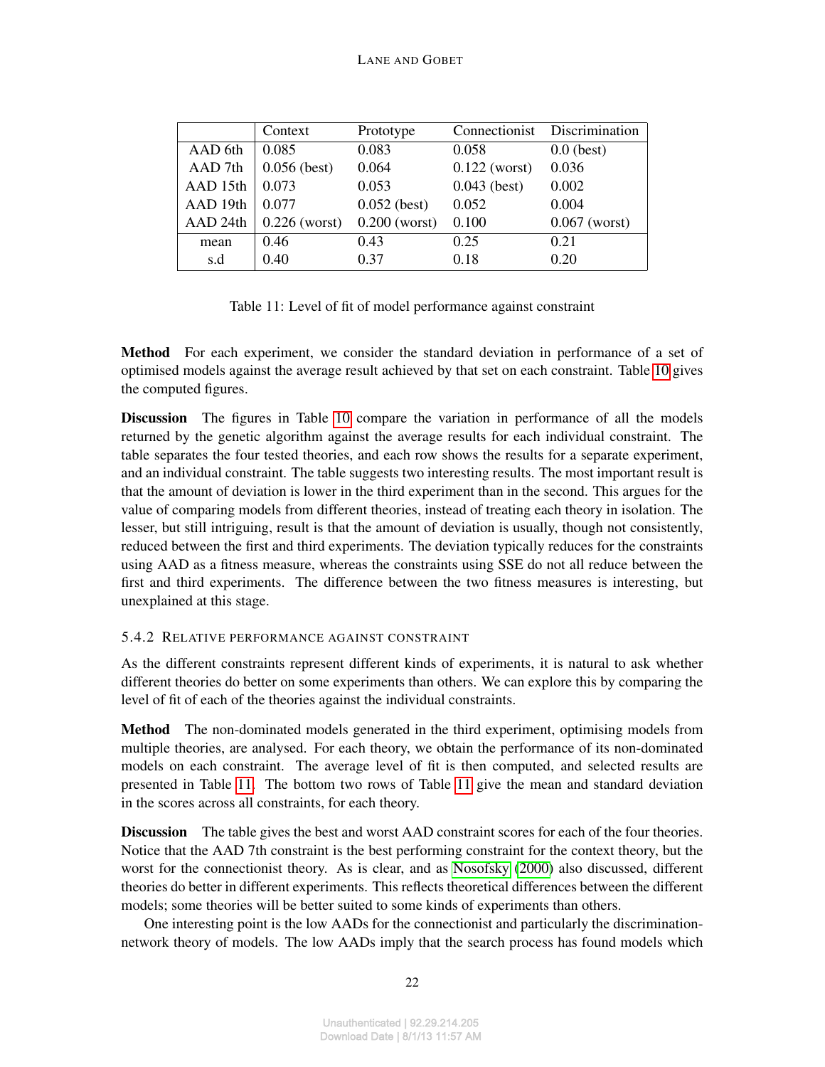|  | Context | Prototype | Connectionist | Discrimination |
|---|---|---|---|---|
| AAD 6th | 0.085 | 0.083 | 0.058 | 0.0 (best) |
| AAD 7th | 0.056 (best) | 0.064 | 0.122 (worst) | 0.036 |
| AAD 15th | 0.073 | 0.053 | 0.043 (best) | 0.002 |
| AAD 19th | 0.077 | 0.052 (best) | 0.052 | 0.004 |
| AAD 24th | 0.226 (worst) | 0.200 (worst) | 0.100 | 0.067 (worst) |
| mean | 0.46 | 0.43 | 0.25 | 0.21 |
| s.d | 0.40 | 0.37 | 0.18 | 0.20 |

Table 11: Level of fit of model performance against constraint

**Method** For each experiment, we consider the standard deviation in performance of a set of optimised models against the average result achieved by that set on each constraint. Table 10 gives the computed figures.

**Discussion** The figures in Table 10 compare the variation in performance of all the models returned by the genetic algorithm against the average results for each individual constraint. The table separates the four tested theories, and each row shows the results for a separate experiment, and an individual constraint. The table suggests two interesting results. The most important result is that the amount of deviation is lower in the third experiment than in the second. This argues for the value of comparing models from different theories, instead of treating each theory in isolation. The lesser, but still intriguing, result is that the amount of deviation is usually, though not consistently, reduced between the first and third experiments. The deviation typically reduces for the constraints using AAD as a fitness measure, whereas the constraints using SSE do not all reduce between the first and third experiments. The difference between the two fitness measures is interesting, but unexplained at this stage.

### 5.4.2 Relative performance against constraint

As the different constraints represent different kinds of experiments, it is natural to ask whether different theories do better on some experiments than others. We can explore this by comparing the level of fit of each of the theories against the individual constraints.

**Method** The non-dominated models generated in the third experiment, optimising models from multiple theories, are analysed. For each theory, we obtain the performance of its non-dominated models on each constraint. The average level of fit is then computed, and selected results are presented in Table 11. The bottom two rows of Table 11 give the mean and standard deviation in the scores across all constraints, for each theory.

**Discussion** The table gives the best and worst AAD constraint scores for each of the four theories. Notice that the AAD 7th constraint is the best performing constraint for the context theory, but the worst for the connectionist theory. As is clear, and as Nosofsky (2000) also discussed, different theories do better in different experiments. This reflects theoretical differences between the different models; some theories will be better suited to some kinds of experiments than others.

One interesting point is the low AADs for the connectionist and particularly the discrimination-network theory of models. The low AADs imply that the search process has found models which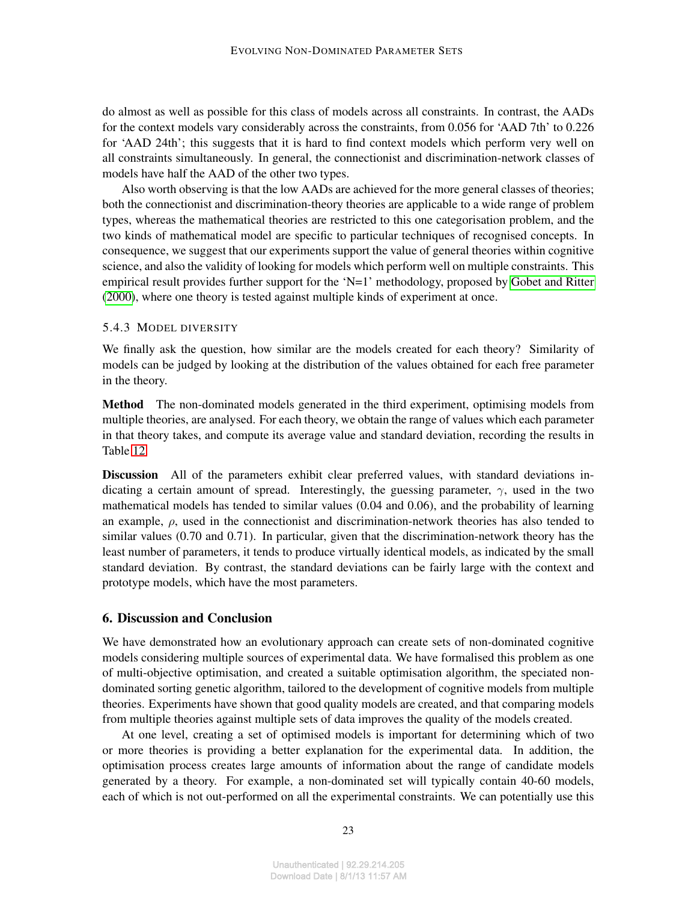do almost as well as possible for this class of models across all constraints. In contrast, the AADs for the context models vary considerably across the constraints, from 0.056 for 'AAD 7th' to 0.226 for 'AAD 24th'; this suggests that it is hard to find context models which perform very well on all constraints simultaneously. In general, the connectionist and discrimination-network classes of models have half the AAD of the other two types.

Also worth observing is that the low AADs are achieved for the more general classes of theories; both the connectionist and discrimination-theory theories are applicable to a wide range of problem types, whereas the mathematical theories are restricted to this one categorisation problem, and the two kinds of mathematical model are specific to particular techniques of recognised concepts. In consequence, we suggest that our experiments support the value of general theories within cognitive science, and also the validity of looking for models which perform well on multiple constraints. This empirical result provides further support for the 'N=1' methodology, proposed by Gobet and Ritter (2000), where one theory is tested against multiple kinds of experiment at once.

#### 5.4.3 Model diversity

We finally ask the question, how similar are the models created for each theory? Similarity of models can be judged by looking at the distribution of the values obtained for each free parameter in the theory.

**Method** The non-dominated models generated in the third experiment, optimising models from multiple theories, are analysed. For each theory, we obtain the range of values which each parameter in that theory takes, and compute its average value and standard deviation, recording the results in Table 12.

**Discussion** All of the parameters exhibit clear preferred values, with standard deviations indicating a certain amount of spread. Interestingly, the guessing parameter, $\gamma$, used in the two mathematical models has tended to similar values (0.04 and 0.06), and the probability of learning an example, $\rho$, used in the connectionist and discrimination-network theories has also tended to similar values (0.70 and 0.71). In particular, given that the discrimination-network theory has the least number of parameters, it tends to produce virtually identical models, as indicated by the small standard deviation. By contrast, the standard deviations can be fairly large with the context and prototype models, which have the most parameters.

## 6. Discussion and Conclusion

We have demonstrated how an evolutionary approach can create sets of non-dominated cognitive models considering multiple sources of experimental data. We have formalised this problem as one of multi-objective optimisation, and created a suitable optimisation algorithm, the speciated non-dominated sorting genetic algorithm, tailored to the development of cognitive models from multiple theories. Experiments have shown that good quality models are created, and that comparing models from multiple theories against multiple sets of data improves the quality of the models created.

At one level, creating a set of optimised models is important for determining which of two or more theories is providing a better explanation for the experimental data. In addition, the optimisation process creates large amounts of information about the range of candidate models generated by a theory. For example, a non-dominated set will typically contain 40-60 models, each of which is not out-performed on all the experimental constraints. We can potentially use this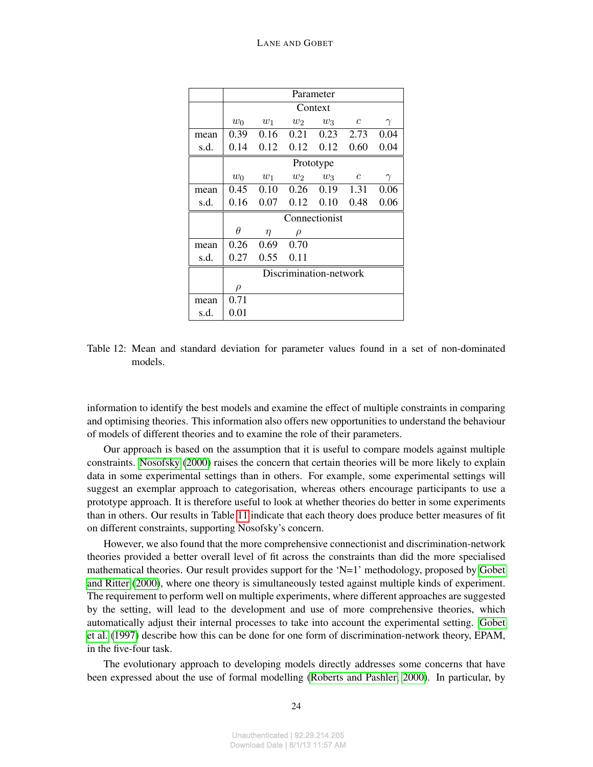| | Parameter | | | | | |
|---|---|---|---|---|---|---|
| | Context | | | | | |
| | $w_0$ | $w_1$ | $w_2$ | $w_3$ | $c$ | $\gamma$ |
| mean | 0.39 | 0.16 | 0.21 | 0.23 | 2.73 | 0.04 |
| s.d. | 0.14 | 0.12 | 0.12 | 0.12 | 0.60 | 0.04 |
| | Prototype | | | | | |
| | $w_0$ | $w_1$ | $w_2$ | $w_3$ | $c$ | $\gamma$ |
| mean | 0.45 | 0.10 | 0.26 | 0.19 | 1.31 | 0.06 |
| s.d. | 0.16 | 0.07 | 0.12 | 0.10 | 0.48 | 0.06 |
| | Connectionist | | | | | |
| | $\theta$ | $\eta$ | $\rho$ | | | |
| mean | 0.26 | 0.69 | 0.70 | | | |
| s.d. | 0.27 | 0.55 | 0.11 | | | |
| | Discrimination-network | | | | | |
| | $\rho$ | | | | | |
| mean | 0.71 | | | | | |
| s.d. | 0.01 | | | | | |

Table 12: Mean and standard deviation for parameter values found in a set of non-dominated models.

information to identify the best models and examine the effect of multiple constraints in comparing and optimising theories. This information also offers new opportunities to understand the behaviour of models of different theories and to examine the role of their parameters.

Our approach is based on the assumption that it is useful to compare models against multiple constraints. Nosofsky (2000) raises the concern that certain theories will be more likely to explain data in some experimental settings than in others. For example, some experimental settings will suggest an exemplar approach to categorisation, whereas others encourage participants to use a prototype approach. It is therefore useful to look at whether theories do better in some experiments than in others. Our results in Table 11 indicate that each theory does produce better measures of fit on different constraints, supporting Nosofsky's concern.

However, we also found that the more comprehensive connectionist and discrimination-network theories provided a better overall level of fit across the constraints than did the more specialised mathematical theories. Our result provides support for the 'N=1' methodology, proposed by Gobet and Ritter (2000), where one theory is simultaneously tested against multiple kinds of experiment. The requirement to perform well on multiple experiments, where different approaches are suggested by the setting, will lead to the development and use of more comprehensive theories, which automatically adjust their internal processes to take into account the experimental setting. Gobet et al. (1997) describe how this can be done for one form of discrimination-network theory, EPAM, in the five-four task.

The evolutionary approach to developing models directly addresses some concerns that have been expressed about the use of formal modelling (Roberts and Pashler, 2000). In particular, by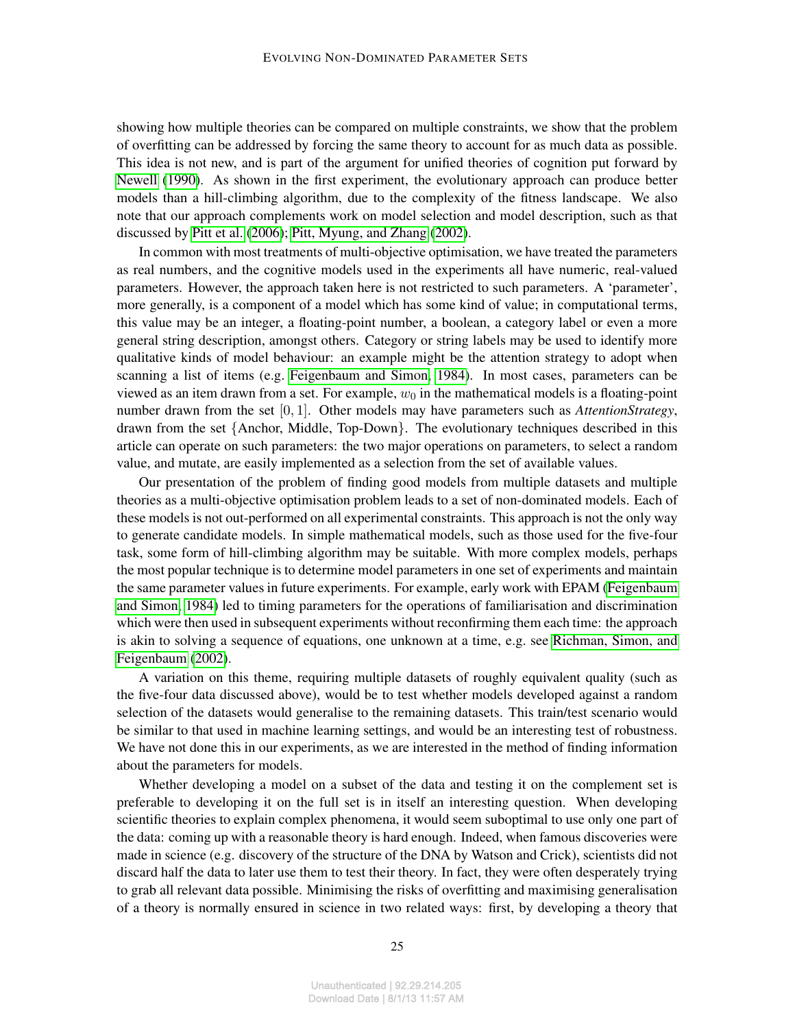showing how multiple theories can be compared on multiple constraints, we show that the problem of overfitting can be addressed by forcing the same theory to account for as much data as possible. This idea is not new, and is part of the argument for unified theories of cognition put forward by Newell (1990). As shown in the first experiment, the evolutionary approach can produce better models than a hill-climbing algorithm, due to the complexity of the fitness landscape. We also note that our approach complements work on model selection and model description, such as that discussed by Pitt et al. (2006); Pitt, Myung, and Zhang (2002).

In common with most treatments of multi-objective optimisation, we have treated the parameters as real numbers, and the cognitive models used in the experiments all have numeric, real-valued parameters. However, the approach taken here is not restricted to such parameters. A 'parameter', more generally, is a component of a model which has some kind of value; in computational terms, this value may be an integer, a floating-point number, a boolean, a category label or even a more general string description, amongst others. Category or string labels may be used to identify more qualitative kinds of model behaviour: an example might be the attention strategy to adopt when scanning a list of items (e.g. Feigenbaum and Simon, 1984). In most cases, parameters can be viewed as an item drawn from a set. For example, $w_0$ in the mathematical models is a floating-point number drawn from the set $[0, 1]$. Other models may have parameters such as *AttentionStrategy*, drawn from the set $\{$Anchor, Middle, Top-Down$\}$. The evolutionary techniques described in this article can operate on such parameters: the two major operations on parameters, to select a random value, and mutate, are easily implemented as a selection from the set of available values.

Our presentation of the problem of finding good models from multiple datasets and multiple theories as a multi-objective optimisation problem leads to a set of non-dominated models. Each of these models is not out-performed on all experimental constraints. This approach is not the only way to generate candidate models. In simple mathematical models, such as those used for the five-four task, some form of hill-climbing algorithm may be suitable. With more complex models, perhaps the most popular technique is to determine model parameters in one set of experiments and maintain the same parameter values in future experiments. For example, early work with EPAM (Feigenbaum and Simon, 1984) led to timing parameters for the operations of familiarisation and discrimination which were then used in subsequent experiments without reconfirming them each time: the approach is akin to solving a sequence of equations, one unknown at a time, e.g. see Richman, Simon, and Feigenbaum (2002).

A variation on this theme, requiring multiple datasets of roughly equivalent quality (such as the five-four data discussed above), would be to test whether models developed against a random selection of the datasets would generalise to the remaining datasets. This train/test scenario would be similar to that used in machine learning settings, and would be an interesting test of robustness. We have not done this in our experiments, as we are interested in the method of finding information about the parameters for models.

Whether developing a model on a subset of the data and testing it on the complement set is preferable to developing it on the full set is in itself an interesting question. When developing scientific theories to explain complex phenomena, it would seem suboptimal to use only one part of the data: coming up with a reasonable theory is hard enough. Indeed, when famous discoveries were made in science (e.g. discovery of the structure of the DNA by Watson and Crick), scientists did not discard half the data to later use them to test their theory. In fact, they were often desperately trying to grab all relevant data possible. Minimising the risks of overfitting and maximising generalisation of a theory is normally ensured in science in two related ways: first, by developing a theory that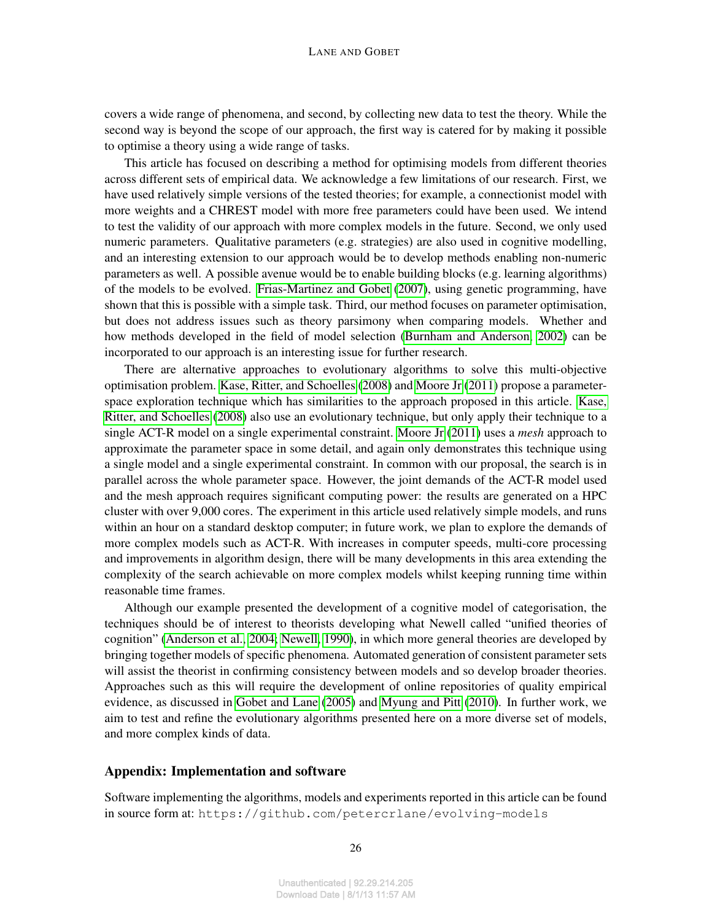covers a wide range of phenomena, and second, by collecting new data to test the theory. While the second way is beyond the scope of our approach, the first way is catered for by making it possible to optimise a theory using a wide range of tasks.

This article has focused on describing a method for optimising models from different theories across different sets of empirical data. We acknowledge a few limitations of our research. First, we have used relatively simple versions of the tested theories; for example, a connectionist model with more weights and a CHREST model with more free parameters could have been used. We intend to test the validity of our approach with more complex models in the future. Second, we only used numeric parameters. Qualitative parameters (e.g. strategies) are also used in cognitive modelling, and an interesting extension to our approach would be to develop methods enabling non-numeric parameters as well. A possible avenue would be to enable building blocks (e.g. learning algorithms) of the models to be evolved. Frias-Martinez and Gobet (2007), using genetic programming, have shown that this is possible with a simple task. Third, our method focuses on parameter optimisation, but does not address issues such as theory parsimony when comparing models. Whether and how methods developed in the field of model selection (Burnham and Anderson, 2002) can be incorporated to our approach is an interesting issue for further research.

There are alternative approaches to evolutionary algorithms to solve this multi-objective optimisation problem. Kase, Ritter, and Schoelles (2008) and Moore Jr (2011) propose a parameter-space exploration technique which has similarities to the approach proposed in this article. Kase, Ritter, and Schoelles (2008) also use an evolutionary technique, but only apply their technique to a single ACT-R model on a single experimental constraint. Moore Jr (2011) uses a *mesh* approach to approximate the parameter space in some detail, and again only demonstrates this technique using a single model and a single experimental constraint. In common with our proposal, the search is in parallel across the whole parameter space. However, the joint demands of the ACT-R model used and the mesh approach requires significant computing power: the results are generated on a HPC cluster with over 9,000 cores. The experiment in this article used relatively simple models, and runs within an hour on a standard desktop computer; in future work, we plan to explore the demands of more complex models such as ACT-R. With increases in computer speeds, multi-core processing and improvements in algorithm design, there will be many developments in this area extending the complexity of the search achievable on more complex models whilst keeping running time within reasonable time frames.

Although our example presented the development of a cognitive model of categorisation, the techniques should be of interest to theorists developing what Newell called "unified theories of cognition" (Anderson et al., 2004; Newell, 1990), in which more general theories are developed by bringing together models of specific phenomena. Automated generation of consistent parameter sets will assist the theorist in confirming consistency between models and so develop broader theories. Approaches such as this will require the development of online repositories of quality empirical evidence, as discussed in Gobet and Lane (2005) and Myung and Pitt (2010). In further work, we aim to test and refine the evolutionary algorithms presented here on a more diverse set of models, and more complex kinds of data.

## Appendix: Implementation and software

Software implementing the algorithms, models and experiments reported in this article can be found in source form at: `https://github.com/petercrlane/evolving-models`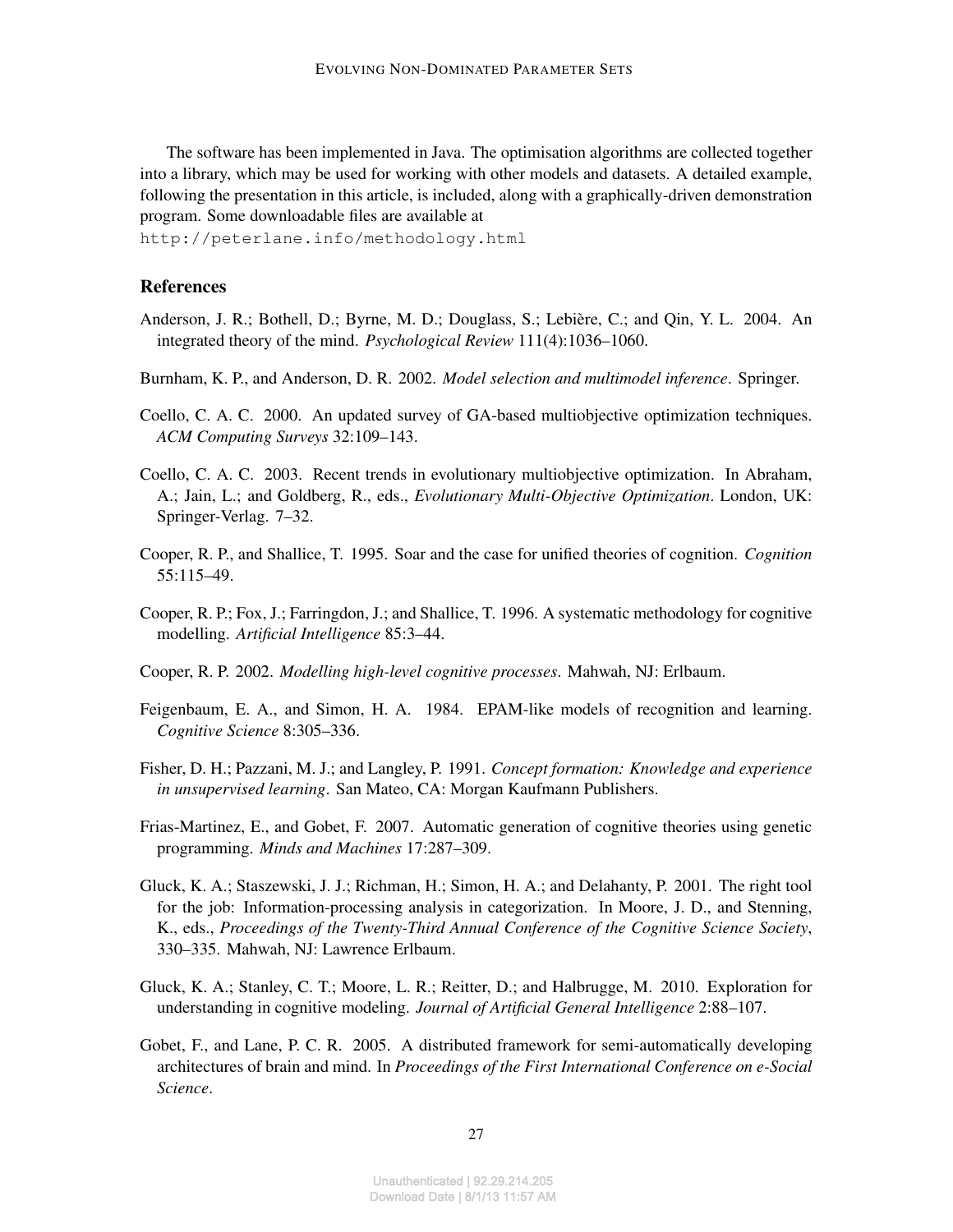The software has been implemented in Java. The optimisation algorithms are collected together into a library, which may be used for working with other models and datasets. A detailed example, following the presentation in this article, is included, along with a graphically-driven demonstration program. Some downloadable files are available at
`http://peterlane.info/methodology.html`

## References

Anderson, J. R.; Bothell, D.; Byrne, M. D.; Douglass, S.; Lebière, C.; and Qin, Y. L. 2004. An integrated theory of the mind. *Psychological Review* 111(4):1036–1060.

Burnham, K. P., and Anderson, D. R. 2002. *Model selection and multimodel inference*. Springer.

Coello, C. A. C. 2000. An updated survey of GA-based multiobjective optimization techniques. *ACM Computing Surveys* 32:109–143.

Coello, C. A. C. 2003. Recent trends in evolutionary multiobjective optimization. In Abraham, A.; Jain, L.; and Goldberg, R., eds., *Evolutionary Multi-Objective Optimization*. London, UK: Springer-Verlag. 7–32.

Cooper, R. P., and Shallice, T. 1995. Soar and the case for unified theories of cognition. *Cognition* 55:115–49.

Cooper, R. P.; Fox, J.; Farringdon, J.; and Shallice, T. 1996. A systematic methodology for cognitive modelling. *Artificial Intelligence* 85:3–44.

Cooper, R. P. 2002. *Modelling high-level cognitive processes*. Mahwah, NJ: Erlbaum.

Feigenbaum, E. A., and Simon, H. A. 1984. EPAM-like models of recognition and learning. *Cognitive Science* 8:305–336.

Fisher, D. H.; Pazzani, M. J.; and Langley, P. 1991. *Concept formation: Knowledge and experience in unsupervised learning*. San Mateo, CA: Morgan Kaufmann Publishers.

Frias-Martinez, E., and Gobet, F. 2007. Automatic generation of cognitive theories using genetic programming. *Minds and Machines* 17:287–309.

Gluck, K. A.; Staszewski, J. J.; Richman, H.; Simon, H. A.; and Delahanty, P. 2001. The right tool for the job: Information-processing analysis in categorization. In Moore, J. D., and Stenning, K., eds., *Proceedings of the Twenty-Third Annual Conference of the Cognitive Science Society*, 330–335. Mahwah, NJ: Lawrence Erlbaum.

Gluck, K. A.; Stanley, C. T.; Moore, L. R.; Reitter, D.; and Halbrugge, M. 2010. Exploration for understanding in cognitive modeling. *Journal of Artificial General Intelligence* 2:88–107.

Gobet, F., and Lane, P. C. R. 2005. A distributed framework for semi-automatically developing architectures of brain and mind. In *Proceedings of the First International Conference on e-Social Science*.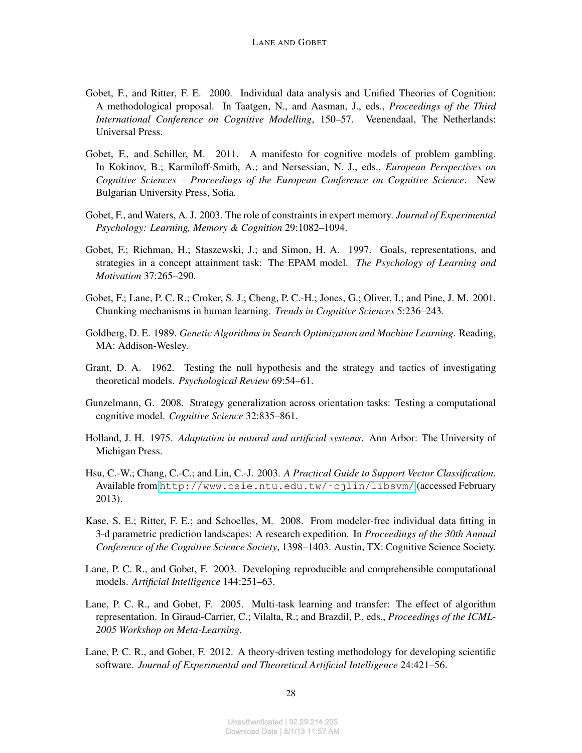Gobet, F., and Ritter, F. E. 2000. Individual data analysis and Unified Theories of Cognition: A methodological proposal. In Taatgen, N., and Aasman, J., eds., *Proceedings of the Third International Conference on Cognitive Modelling*, 150–57. Veenendaal, The Netherlands: Universal Press.

Gobet, F., and Schiller, M. 2011. A manifesto for cognitive models of problem gambling. In Kokinov, B.; Karmiloff-Smith, A.; and Nersessian, N. J., eds., *European Perspectives on Cognitive Sciences – Proceedings of the European Conference on Cognitive Science*. New Bulgarian University Press, Sofia.

Gobet, F., and Waters, A. J. 2003. The role of constraints in expert memory. *Journal of Experimental Psychology: Learning, Memory & Cognition* 29:1082–1094.

Gobet, F.; Richman, H.; Staszewski, J.; and Simon, H. A. 1997. Goals, representations, and strategies in a concept attainment task: The EPAM model. *The Psychology of Learning and Motivation* 37:265–290.

Gobet, F.; Lane, P. C. R.; Croker, S. J.; Cheng, P. C.-H.; Jones, G.; Oliver, I.; and Pine, J. M. 2001. Chunking mechanisms in human learning. *Trends in Cognitive Sciences* 5:236–243.

Goldberg, D. E. 1989. *Genetic Algorithms in Search Optimization and Machine Learning*. Reading, MA: Addison-Wesley.

Grant, D. A. 1962. Testing the null hypothesis and the strategy and tactics of investigating theoretical models. *Psychological Review* 69:54–61.

Gunzelmann, G. 2008. Strategy generalization across orientation tasks: Testing a computational cognitive model. *Cognitive Science* 32:835–861.

Holland, J. H. 1975. *Adaptation in natural and artificial systems*. Ann Arbor: The University of Michigan Press.

Hsu, C.-W.; Chang, C.-C.; and Lin, C.-J. 2003. *A Practical Guide to Support Vector Classification*. Available from http://www.csie.ntu.edu.tw/~cjlin/libsvm/ (accessed February 2013).

Kase, S. E.; Ritter, F. E.; and Schoelles, M. 2008. From modeler-free individual data fitting in 3-d parametric prediction landscapes: A research expedition. In *Proceedings of the 30th Annual Conference of the Cognitive Science Society*, 1398–1403. Austin, TX: Cognitive Science Society.

Lane, P. C. R., and Gobet, F. 2003. Developing reproducible and comprehensible computational models. *Artificial Intelligence* 144:251–63.

Lane, P. C. R., and Gobet, F. 2005. Multi-task learning and transfer: The effect of algorithm representation. In Giraud-Carrier, C.; Vilalta, R.; and Brazdil, P., eds., *Proceedings of the ICML-2005 Workshop on Meta-Learning*.

Lane, P. C. R., and Gobet, F. 2012. A theory-driven testing methodology for developing scientific software. *Journal of Experimental and Theoretical Artificial Intelligence* 24:421–56.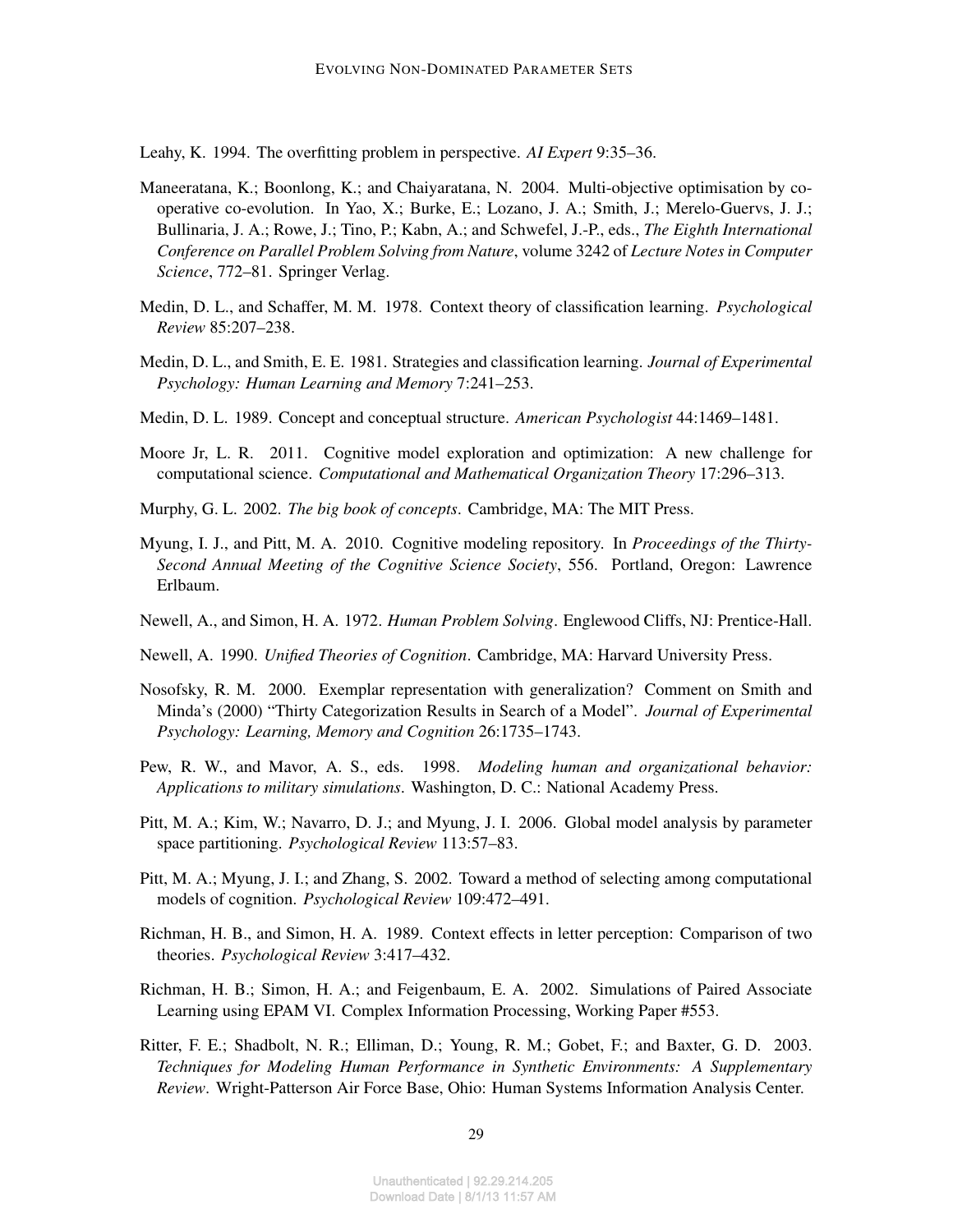Leahy, K. 1994. The overfitting problem in perspective. *AI Expert* 9:35–36.

Maneeratana, K.; Boonlong, K.; and Chaiyaratana, N. 2004. Multi-objective optimisation by co-operative co-evolution. In Yao, X.; Burke, E.; Lozano, J. A.; Smith, J.; Merelo-Guervs, J. J.; Bullinaria, J. A.; Rowe, J.; Tino, P.; Kabn, A.; and Schwefel, J.-P., eds., *The Eighth International Conference on Parallel Problem Solving from Nature*, volume 3242 of *Lecture Notes in Computer Science*, 772–81. Springer Verlag.

Medin, D. L., and Schaffer, M. M. 1978. Context theory of classification learning. *Psychological Review* 85:207–238.

Medin, D. L., and Smith, E. E. 1981. Strategies and classification learning. *Journal of Experimental Psychology: Human Learning and Memory* 7:241–253.

Medin, D. L. 1989. Concept and conceptual structure. *American Psychologist* 44:1469–1481.

Moore Jr, L. R. 2011. Cognitive model exploration and optimization: A new challenge for computational science. *Computational and Mathematical Organization Theory* 17:296–313.

Murphy, G. L. 2002. *The big book of concepts*. Cambridge, MA: The MIT Press.

Myung, I. J., and Pitt, M. A. 2010. Cognitive modeling repository. In *Proceedings of the Thirty-Second Annual Meeting of the Cognitive Science Society*, 556. Portland, Oregon: Lawrence Erlbaum.

Newell, A., and Simon, H. A. 1972. *Human Problem Solving*. Englewood Cliffs, NJ: Prentice-Hall.

Newell, A. 1990. *Unified Theories of Cognition*. Cambridge, MA: Harvard University Press.

Nosofsky, R. M. 2000. Exemplar representation with generalization? Comment on Smith and Minda's (2000) "Thirty Categorization Results in Search of a Model". *Journal of Experimental Psychology: Learning, Memory and Cognition* 26:1735–1743.

Pew, R. W., and Mavor, A. S., eds. 1998. *Modeling human and organizational behavior: Applications to military simulations*. Washington, D. C.: National Academy Press.

Pitt, M. A.; Kim, W.; Navarro, D. J.; and Myung, J. I. 2006. Global model analysis by parameter space partitioning. *Psychological Review* 113:57–83.

Pitt, M. A.; Myung, J. I.; and Zhang, S. 2002. Toward a method of selecting among computational models of cognition. *Psychological Review* 109:472–491.

Richman, H. B., and Simon, H. A. 1989. Context effects in letter perception: Comparison of two theories. *Psychological Review* 3:417–432.

Richman, H. B.; Simon, H. A.; and Feigenbaum, E. A. 2002. Simulations of Paired Associate Learning using EPAM VI. Complex Information Processing, Working Paper #553.

Ritter, F. E.; Shadbolt, N. R.; Elliman, D.; Young, R. M.; Gobet, F.; and Baxter, G. D. 2003. *Techniques for Modeling Human Performance in Synthetic Environments: A Supplementary Review*. Wright-Patterson Air Force Base, Ohio: Human Systems Information Analysis Center.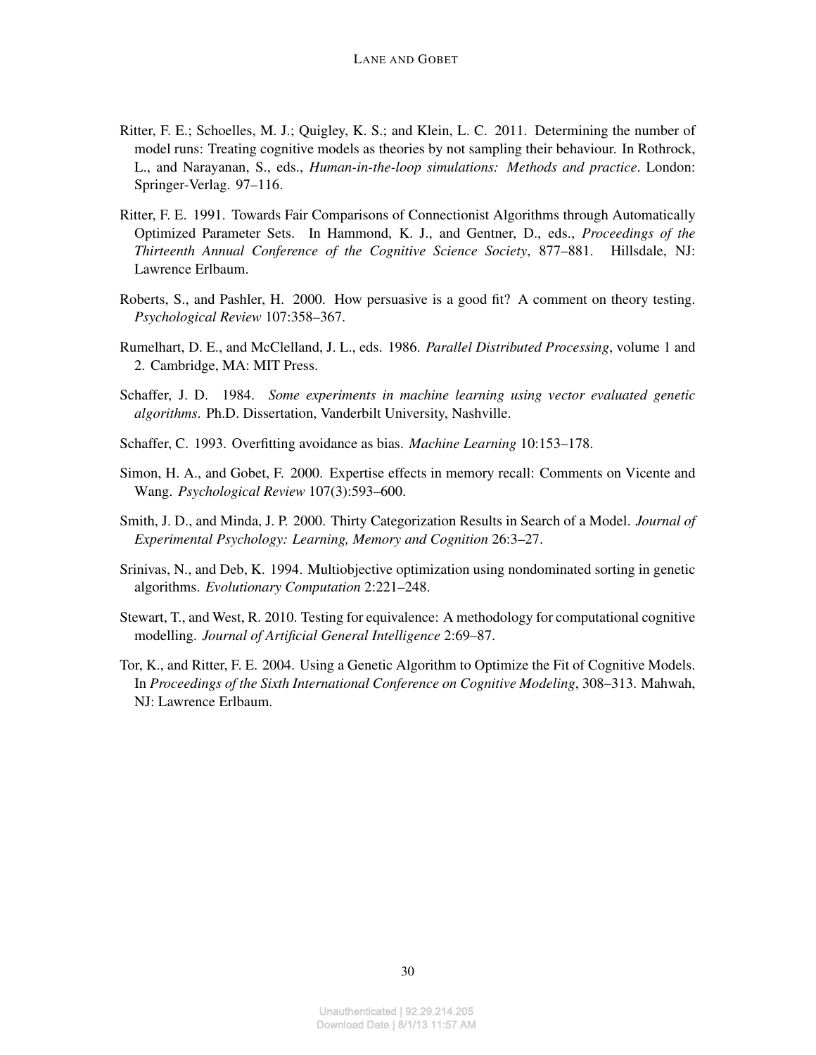Ritter, F. E.; Schoelles, M. J.; Quigley, K. S.; and Klein, L. C. 2011. Determining the number of model runs: Treating cognitive models as theories by not sampling their behaviour. In Rothrock, L., and Narayanan, S., eds., *Human-in-the-loop simulations: Methods and practice*. London: Springer-Verlag. 97–116.

Ritter, F. E. 1991. Towards Fair Comparisons of Connectionist Algorithms through Automatically Optimized Parameter Sets. In Hammond, K. J., and Gentner, D., eds., *Proceedings of the Thirteenth Annual Conference of the Cognitive Science Society*, 877–881. Hillsdale, NJ: Lawrence Erlbaum.

Roberts, S., and Pashler, H. 2000. How persuasive is a good fit? A comment on theory testing. *Psychological Review* 107:358–367.

Rumelhart, D. E., and McClelland, J. L., eds. 1986. *Parallel Distributed Processing*, volume 1 and 2. Cambridge, MA: MIT Press.

Schaffer, J. D. 1984. *Some experiments in machine learning using vector evaluated genetic algorithms*. Ph.D. Dissertation, Vanderbilt University, Nashville.

Schaffer, C. 1993. Overfitting avoidance as bias. *Machine Learning* 10:153–178.

Simon, H. A., and Gobet, F. 2000. Expertise effects in memory recall: Comments on Vicente and Wang. *Psychological Review* 107(3):593–600.

Smith, J. D., and Minda, J. P. 2000. Thirty Categorization Results in Search of a Model. *Journal of Experimental Psychology: Learning, Memory and Cognition* 26:3–27.

Srinivas, N., and Deb, K. 1994. Multiobjective optimization using nondominated sorting in genetic algorithms. *Evolutionary Computation* 2:221–248.

Stewart, T., and West, R. 2010. Testing for equivalence: A methodology for computational cognitive modelling. *Journal of Artificial General Intelligence* 2:69–87.

Tor, K., and Ritter, F. E. 2004. Using a Genetic Algorithm to Optimize the Fit of Cognitive Models. In *Proceedings of the Sixth International Conference on Cognitive Modeling*, 308–313. Mahwah, NJ: Lawrence Erlbaum.